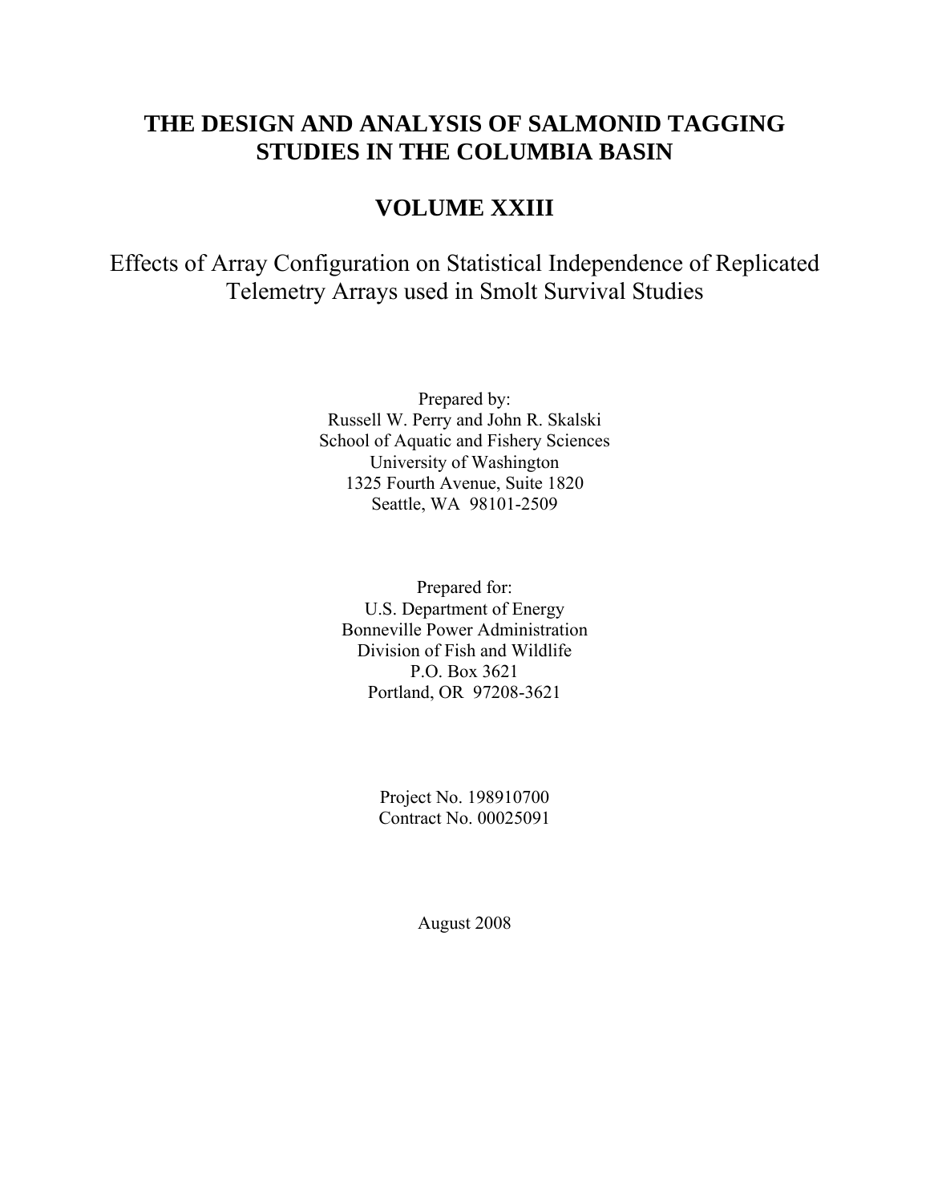# THE DESIGN AND ANALYSIS OF SALMONID TAGGING STUDIES IN THE COLUMBIA BASIN

# VOLUME XXIII

## Effects of Array Configuration on Statistical Independence of Replicated Telemetry Arrays used in Smolt Survival Studies

Prepared by:
Russell W. Perry and John R. Skalski
School of Aquatic and Fishery Sciences
University of Washington
1325 Fourth Avenue, Suite 1820
Seattle, WA 98101-2509

Prepared for:
U.S. Department of Energy
Bonneville Power Administration
Division of Fish and Wildlife
P.O. Box 3621
Portland, OR 97208-3621

Project No. 198910700
Contract No. 00025091

August 2008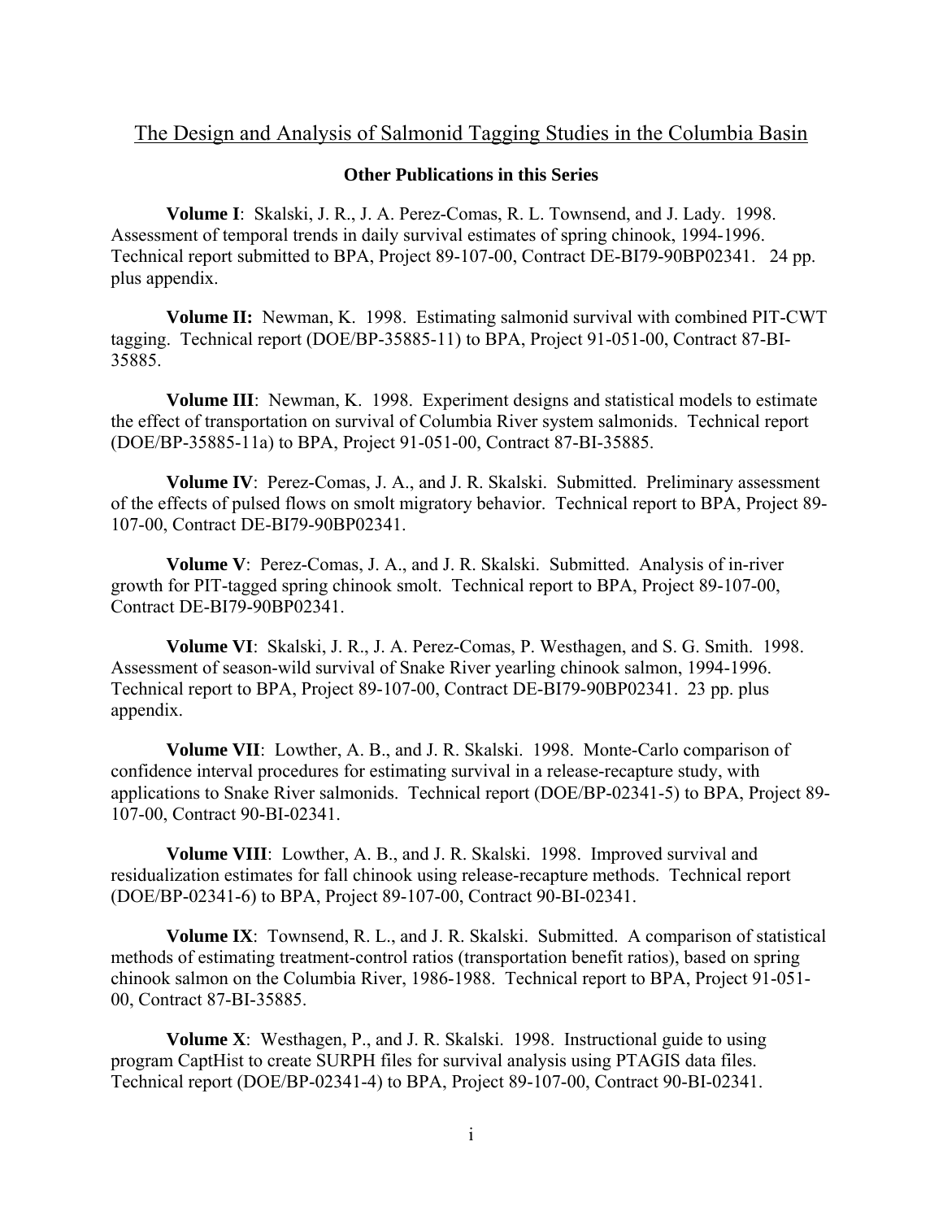# The Design and Analysis of Salmonid Tagging Studies in the Columbia Basin

## Other Publications in this Series

**Volume I**: Skalski, J. R., J. A. Perez-Comas, R. L. Townsend, and J. Lady. 1998. Assessment of temporal trends in daily survival estimates of spring chinook, 1994-1996. Technical report submitted to BPA, Project 89-107-00, Contract DE-BI79-90BP02341. 24 pp. plus appendix.

**Volume II:** Newman, K. 1998. Estimating salmonid survival with combined PIT-CWT tagging. Technical report (DOE/BP-35885-11) to BPA, Project 91-051-00, Contract 87-BI-35885.

**Volume III**: Newman, K. 1998. Experiment designs and statistical models to estimate the effect of transportation on survival of Columbia River system salmonids. Technical report (DOE/BP-35885-11a) to BPA, Project 91-051-00, Contract 87-BI-35885.

**Volume IV**: Perez-Comas, J. A., and J. R. Skalski. Submitted. Preliminary assessment of the effects of pulsed flows on smolt migratory behavior. Technical report to BPA, Project 89-107-00, Contract DE-BI79-90BP02341.

**Volume V**: Perez-Comas, J. A., and J. R. Skalski. Submitted. Analysis of in-river growth for PIT-tagged spring chinook smolt. Technical report to BPA, Project 89-107-00, Contract DE-BI79-90BP02341.

**Volume VI**: Skalski, J. R., J. A. Perez-Comas, P. Westhagen, and S. G. Smith. 1998. Assessment of season-wild survival of Snake River yearling chinook salmon, 1994-1996. Technical report to BPA, Project 89-107-00, Contract DE-BI79-90BP02341. 23 pp. plus appendix.

**Volume VII**: Lowther, A. B., and J. R. Skalski. 1998. Monte-Carlo comparison of confidence interval procedures for estimating survival in a release-recapture study, with applications to Snake River salmonids. Technical report (DOE/BP-02341-5) to BPA, Project 89-107-00, Contract 90-BI-02341.

**Volume VIII**: Lowther, A. B., and J. R. Skalski. 1998. Improved survival and residualization estimates for fall chinook using release-recapture methods. Technical report (DOE/BP-02341-6) to BPA, Project 89-107-00, Contract 90-BI-02341.

**Volume IX**: Townsend, R. L., and J. R. Skalski. Submitted. A comparison of statistical methods of estimating treatment-control ratios (transportation benefit ratios), based on spring chinook salmon on the Columbia River, 1986-1988. Technical report to BPA, Project 91-051-00, Contract 87-BI-35885.

**Volume X**: Westhagen, P., and J. R. Skalski. 1998. Instructional guide to using program CaptHist to create SURPH files for survival analysis using PTAGIS data files. Technical report (DOE/BP-02341-4) to BPA, Project 89-107-00, Contract 90-BI-02341.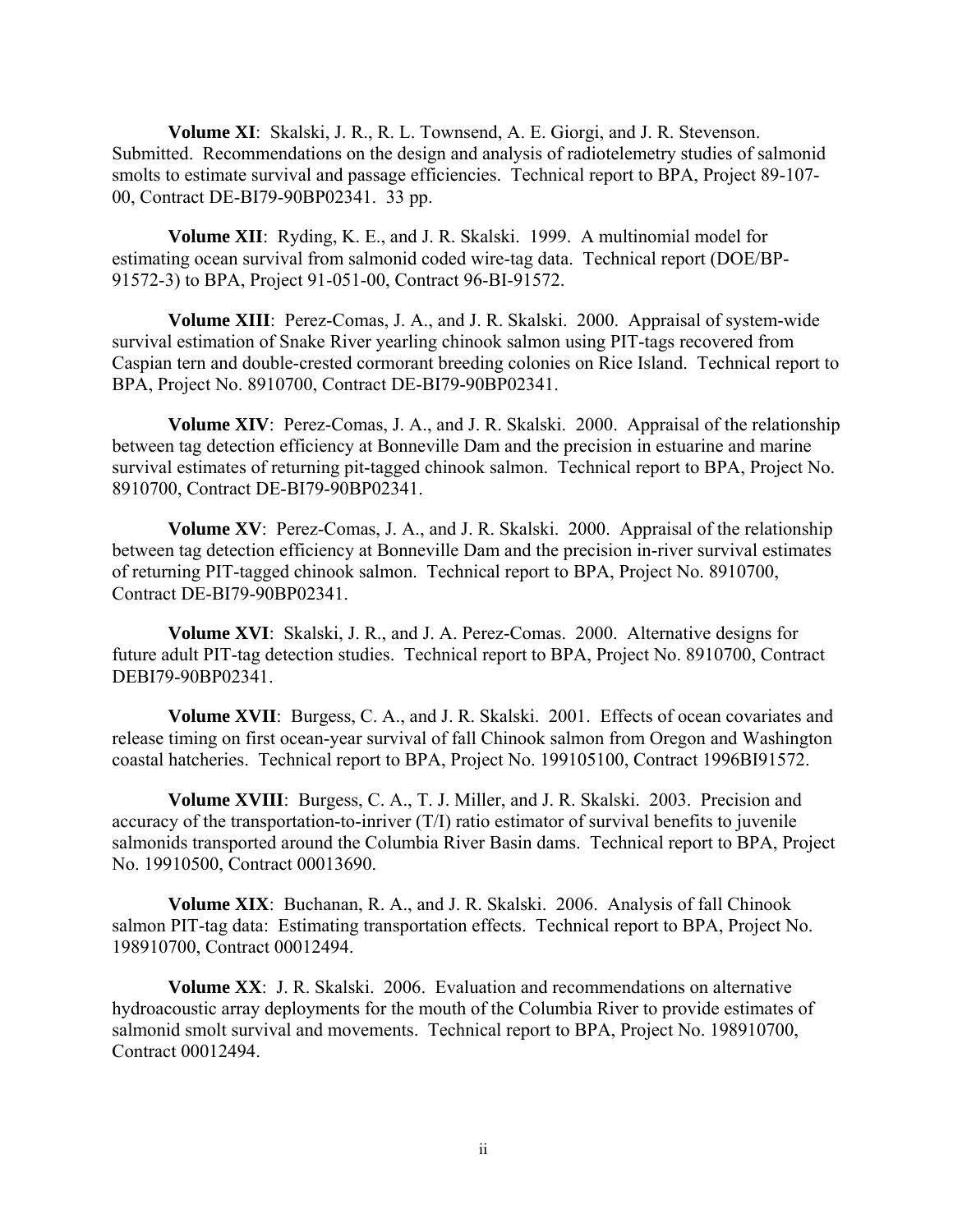**Volume XI**: Skalski, J. R., R. L. Townsend, A. E. Giorgi, and J. R. Stevenson. Submitted. Recommendations on the design and analysis of radiotelemetry studies of salmonid smolts to estimate survival and passage efficiencies. Technical report to BPA, Project 89-107-00, Contract DE-BI79-90BP02341. 33 pp.

**Volume XII**: Ryding, K. E., and J. R. Skalski. 1999. A multinomial model for estimating ocean survival from salmonid coded wire-tag data. Technical report (DOE/BP-91572-3) to BPA, Project 91-051-00, Contract 96-BI-91572.

**Volume XIII**: Perez-Comas, J. A., and J. R. Skalski. 2000. Appraisal of system-wide survival estimation of Snake River yearling chinook salmon using PIT-tags recovered from Caspian tern and double-crested cormorant breeding colonies on Rice Island. Technical report to BPA, Project No. 8910700, Contract DE-BI79-90BP02341.

**Volume XIV**: Perez-Comas, J. A., and J. R. Skalski. 2000. Appraisal of the relationship between tag detection efficiency at Bonneville Dam and the precision in estuarine and marine survival estimates of returning pit-tagged chinook salmon. Technical report to BPA, Project No. 8910700, Contract DE-BI79-90BP02341.

**Volume XV**: Perez-Comas, J. A., and J. R. Skalski. 2000. Appraisal of the relationship between tag detection efficiency at Bonneville Dam and the precision in-river survival estimates of returning PIT-tagged chinook salmon. Technical report to BPA, Project No. 8910700, Contract DE-BI79-90BP02341.

**Volume XVI**: Skalski, J. R., and J. A. Perez-Comas. 2000. Alternative designs for future adult PIT-tag detection studies. Technical report to BPA, Project No. 8910700, Contract DEBI79-90BP02341.

**Volume XVII**: Burgess, C. A., and J. R. Skalski. 2001. Effects of ocean covariates and release timing on first ocean-year survival of fall Chinook salmon from Oregon and Washington coastal hatcheries. Technical report to BPA, Project No. 199105100, Contract 1996BI91572.

**Volume XVIII**: Burgess, C. A., T. J. Miller, and J. R. Skalski. 2003. Precision and accuracy of the transportation-to-inriver (T/I) ratio estimator of survival benefits to juvenile salmonids transported around the Columbia River Basin dams. Technical report to BPA, Project No. 19910500, Contract 00013690.

**Volume XIX**: Buchanan, R. A., and J. R. Skalski. 2006. Analysis of fall Chinook salmon PIT-tag data: Estimating transportation effects. Technical report to BPA, Project No. 198910700, Contract 00012494.

**Volume XX**: J. R. Skalski. 2006. Evaluation and recommendations on alternative hydroacoustic array deployments for the mouth of the Columbia River to provide estimates of salmonid smolt survival and movements. Technical report to BPA, Project No. 198910700, Contract 00012494.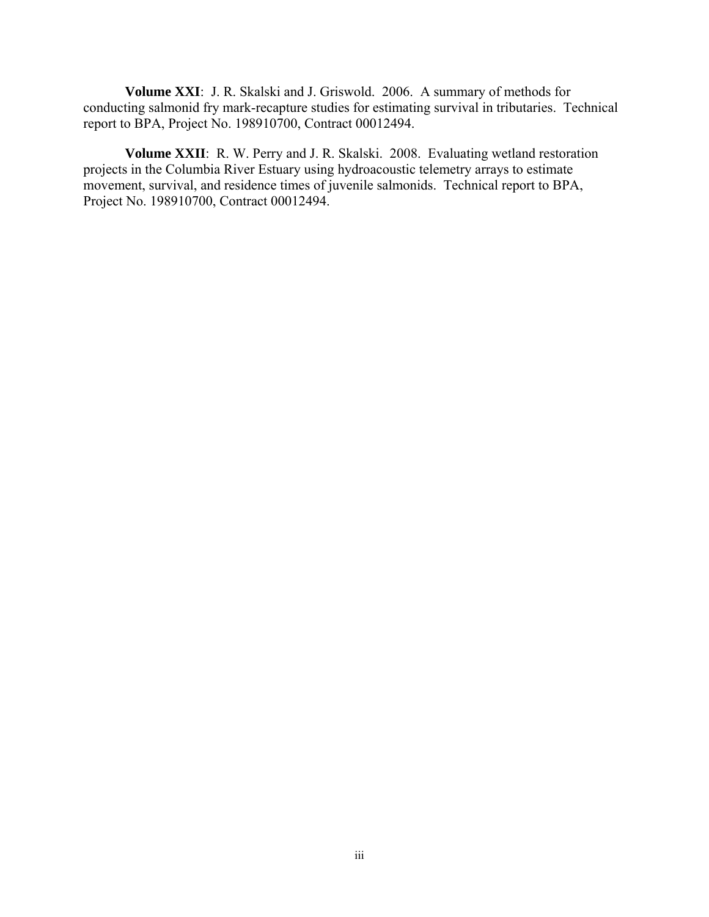**Volume XXI**: J. R. Skalski and J. Griswold. 2006. A summary of methods for conducting salmonid fry mark-recapture studies for estimating survival in tributaries. Technical report to BPA, Project No. 198910700, Contract 00012494.

**Volume XXII**: R. W. Perry and J. R. Skalski. 2008. Evaluating wetland restoration projects in the Columbia River Estuary using hydroacoustic telemetry arrays to estimate movement, survival, and residence times of juvenile salmonids. Technical report to BPA, Project No. 198910700, Contract 00012494.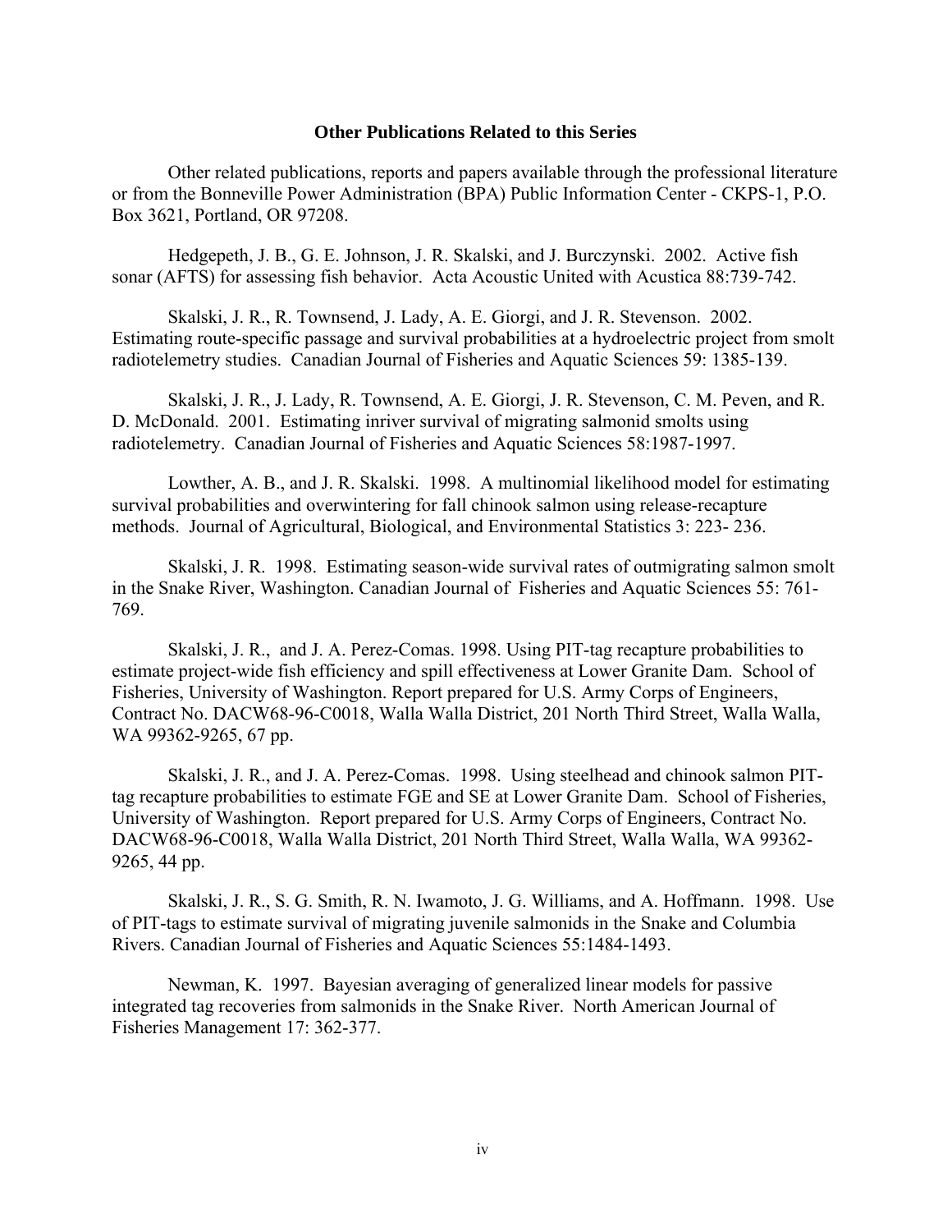**Other Publications Related to this Series**

Other related publications, reports and papers available through the professional literature or from the Bonneville Power Administration (BPA) Public Information Center - CKPS-1, P.O. Box 3621, Portland, OR 97208.

Hedgepeth, J. B., G. E. Johnson, J. R. Skalski, and J. Burczynski. 2002. Active fish sonar (AFTS) for assessing fish behavior. Acta Acoustic United with Acustica 88:739-742.

Skalski, J. R., R. Townsend, J. Lady, A. E. Giorgi, and J. R. Stevenson. 2002. Estimating route-specific passage and survival probabilities at a hydroelectric project from smolt radiotelemetry studies. Canadian Journal of Fisheries and Aquatic Sciences 59: 1385-139.

Skalski, J. R., J. Lady, R. Townsend, A. E. Giorgi, J. R. Stevenson, C. M. Peven, and R. D. McDonald. 2001. Estimating inriver survival of migrating salmonid smolts using radiotelemetry. Canadian Journal of Fisheries and Aquatic Sciences 58:1987-1997.

Lowther, A. B., and J. R. Skalski. 1998. A multinomial likelihood model for estimating survival probabilities and overwintering for fall chinook salmon using release-recapture methods. Journal of Agricultural, Biological, and Environmental Statistics 3: 223- 236.

Skalski, J. R. 1998. Estimating season-wide survival rates of outmigrating salmon smolt in the Snake River, Washington. Canadian Journal of Fisheries and Aquatic Sciences 55: 761-769.

Skalski, J. R., and J. A. Perez-Comas. 1998. Using PIT-tag recapture probabilities to estimate project-wide fish efficiency and spill effectiveness at Lower Granite Dam. School of Fisheries, University of Washington. Report prepared for U.S. Army Corps of Engineers, Contract No. DACW68-96-C0018, Walla Walla District, 201 North Third Street, Walla Walla, WA 99362-9265, 67 pp.

Skalski, J. R., and J. A. Perez-Comas. 1998. Using steelhead and chinook salmon PIT-tag recapture probabilities to estimate FGE and SE at Lower Granite Dam. School of Fisheries, University of Washington. Report prepared for U.S. Army Corps of Engineers, Contract No. DACW68-96-C0018, Walla Walla District, 201 North Third Street, Walla Walla, WA 99362-9265, 44 pp.

Skalski, J. R., S. G. Smith, R. N. Iwamoto, J. G. Williams, and A. Hoffmann. 1998. Use of PIT-tags to estimate survival of migrating juvenile salmonids in the Snake and Columbia Rivers. Canadian Journal of Fisheries and Aquatic Sciences 55:1484-1493.

Newman, K. 1997. Bayesian averaging of generalized linear models for passive integrated tag recoveries from salmonids in the Snake River. North American Journal of Fisheries Management 17: 362-377.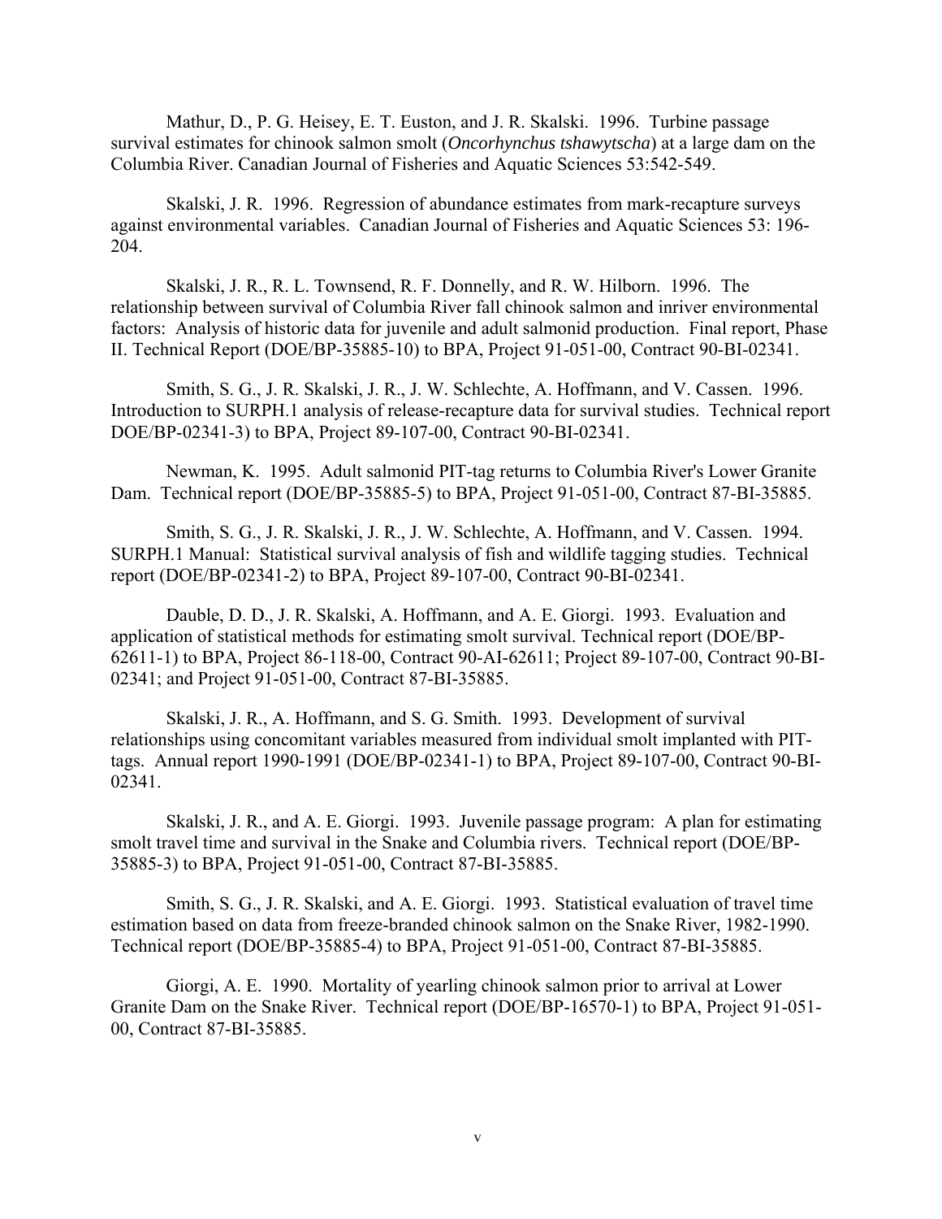Mathur, D., P. G. Heisey, E. T. Euston, and J. R. Skalski. 1996. Turbine passage survival estimates for chinook salmon smolt (*Oncorhynchus tshawytscha*) at a large dam on the Columbia River. Canadian Journal of Fisheries and Aquatic Sciences 53:542-549.

Skalski, J. R. 1996. Regression of abundance estimates from mark-recapture surveys against environmental variables. Canadian Journal of Fisheries and Aquatic Sciences 53: 196-204.

Skalski, J. R., R. L. Townsend, R. F. Donnelly, and R. W. Hilborn. 1996. The relationship between survival of Columbia River fall chinook salmon and inriver environmental factors: Analysis of historic data for juvenile and adult salmonid production. Final report, Phase II. Technical Report (DOE/BP-35885-10) to BPA, Project 91-051-00, Contract 90-BI-02341.

Smith, S. G., J. R. Skalski, J. R., J. W. Schlechte, A. Hoffmann, and V. Cassen. 1996. Introduction to SURPH.1 analysis of release-recapture data for survival studies. Technical report DOE/BP-02341-3) to BPA, Project 89-107-00, Contract 90-BI-02341.

Newman, K. 1995. Adult salmonid PIT-tag returns to Columbia River's Lower Granite Dam. Technical report (DOE/BP-35885-5) to BPA, Project 91-051-00, Contract 87-BI-35885.

Smith, S. G., J. R. Skalski, J. R., J. W. Schlechte, A. Hoffmann, and V. Cassen. 1994. SURPH.1 Manual: Statistical survival analysis of fish and wildlife tagging studies. Technical report (DOE/BP-02341-2) to BPA, Project 89-107-00, Contract 90-BI-02341.

Dauble, D. D., J. R. Skalski, A. Hoffmann, and A. E. Giorgi. 1993. Evaluation and application of statistical methods for estimating smolt survival. Technical report (DOE/BP-62611-1) to BPA, Project 86-118-00, Contract 90-AI-62611; Project 89-107-00, Contract 90-BI-02341; and Project 91-051-00, Contract 87-BI-35885.

Skalski, J. R., A. Hoffmann, and S. G. Smith. 1993. Development of survival relationships using concomitant variables measured from individual smolt implanted with PIT-tags. Annual report 1990-1991 (DOE/BP-02341-1) to BPA, Project 89-107-00, Contract 90-BI-02341.

Skalski, J. R., and A. E. Giorgi. 1993. Juvenile passage program: A plan for estimating smolt travel time and survival in the Snake and Columbia rivers. Technical report (DOE/BP-35885-3) to BPA, Project 91-051-00, Contract 87-BI-35885.

Smith, S. G., J. R. Skalski, and A. E. Giorgi. 1993. Statistical evaluation of travel time estimation based on data from freeze-branded chinook salmon on the Snake River, 1982-1990. Technical report (DOE/BP-35885-4) to BPA, Project 91-051-00, Contract 87-BI-35885.

Giorgi, A. E. 1990. Mortality of yearling chinook salmon prior to arrival at Lower Granite Dam on the Snake River. Technical report (DOE/BP-16570-1) to BPA, Project 91-051-00, Contract 87-BI-35885.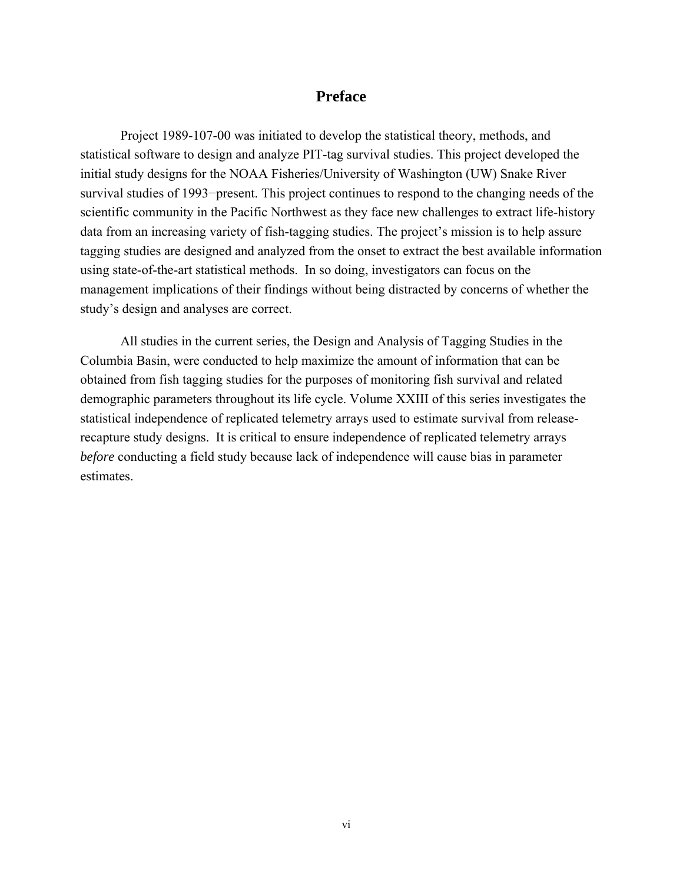# Preface

Project 1989-107-00 was initiated to develop the statistical theory, methods, and statistical software to design and analyze PIT-tag survival studies. This project developed the initial study designs for the NOAA Fisheries/University of Washington (UW) Snake River survival studies of 1993−present. This project continues to respond to the changing needs of the scientific community in the Pacific Northwest as they face new challenges to extract life-history data from an increasing variety of fish-tagging studies. The project's mission is to help assure tagging studies are designed and analyzed from the onset to extract the best available information using state-of-the-art statistical methods. In so doing, investigators can focus on the management implications of their findings without being distracted by concerns of whether the study's design and analyses are correct.

All studies in the current series, the Design and Analysis of Tagging Studies in the Columbia Basin, were conducted to help maximize the amount of information that can be obtained from fish tagging studies for the purposes of monitoring fish survival and related demographic parameters throughout its life cycle. Volume XXIII of this series investigates the statistical independence of replicated telemetry arrays used to estimate survival from release-recapture study designs. It is critical to ensure independence of replicated telemetry arrays *before* conducting a field study because lack of independence will cause bias in parameter estimates.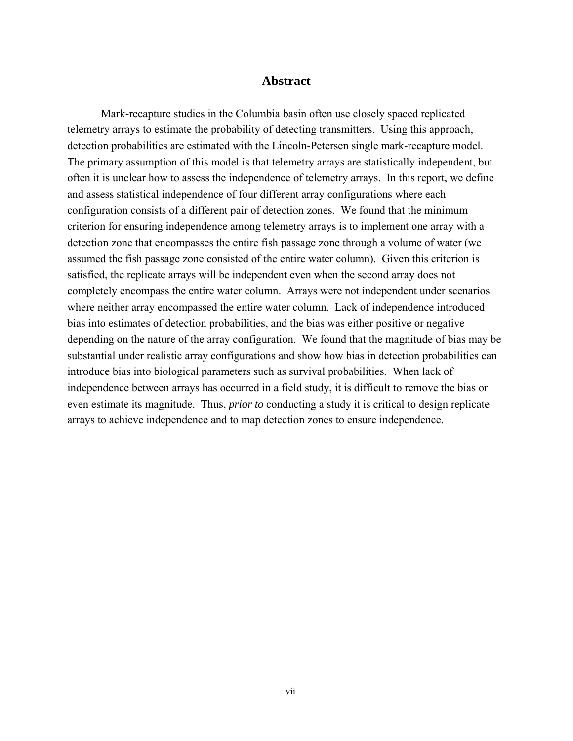# Abstract

Mark-recapture studies in the Columbia basin often use closely spaced replicated telemetry arrays to estimate the probability of detecting transmitters. Using this approach, detection probabilities are estimated with the Lincoln-Petersen single mark-recapture model. The primary assumption of this model is that telemetry arrays are statistically independent, but often it is unclear how to assess the independence of telemetry arrays. In this report, we define and assess statistical independence of four different array configurations where each configuration consists of a different pair of detection zones. We found that the minimum criterion for ensuring independence among telemetry arrays is to implement one array with a detection zone that encompasses the entire fish passage zone through a volume of water (we assumed the fish passage zone consisted of the entire water column). Given this criterion is satisfied, the replicate arrays will be independent even when the second array does not completely encompass the entire water column. Arrays were not independent under scenarios where neither array encompassed the entire water column. Lack of independence introduced bias into estimates of detection probabilities, and the bias was either positive or negative depending on the nature of the array configuration. We found that the magnitude of bias may be substantial under realistic array configurations and show how bias in detection probabilities can introduce bias into biological parameters such as survival probabilities. When lack of independence between arrays has occurred in a field study, it is difficult to remove the bias or even estimate its magnitude. Thus, *prior to* conducting a study it is critical to design replicate arrays to achieve independence and to map detection zones to ensure independence.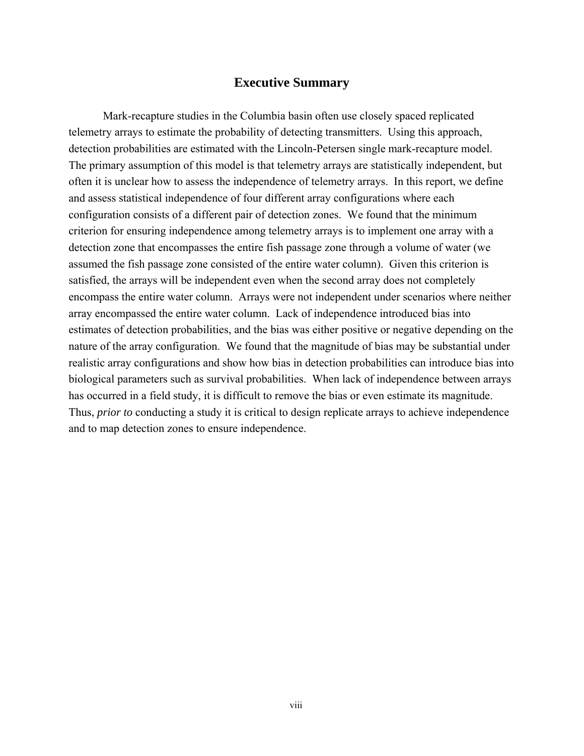# Executive Summary

Mark-recapture studies in the Columbia basin often use closely spaced replicated telemetry arrays to estimate the probability of detecting transmitters. Using this approach, detection probabilities are estimated with the Lincoln-Petersen single mark-recapture model. The primary assumption of this model is that telemetry arrays are statistically independent, but often it is unclear how to assess the independence of telemetry arrays. In this report, we define and assess statistical independence of four different array configurations where each configuration consists of a different pair of detection zones. We found that the minimum criterion for ensuring independence among telemetry arrays is to implement one array with a detection zone that encompasses the entire fish passage zone through a volume of water (we assumed the fish passage zone consisted of the entire water column). Given this criterion is satisfied, the arrays will be independent even when the second array does not completely encompass the entire water column. Arrays were not independent under scenarios where neither array encompassed the entire water column. Lack of independence introduced bias into estimates of detection probabilities, and the bias was either positive or negative depending on the nature of the array configuration. We found that the magnitude of bias may be substantial under realistic array configurations and show how bias in detection probabilities can introduce bias into biological parameters such as survival probabilities. When lack of independence between arrays has occurred in a field study, it is difficult to remove the bias or even estimate its magnitude. Thus, *prior to* conducting a study it is critical to design replicate arrays to achieve independence and to map detection zones to ensure independence.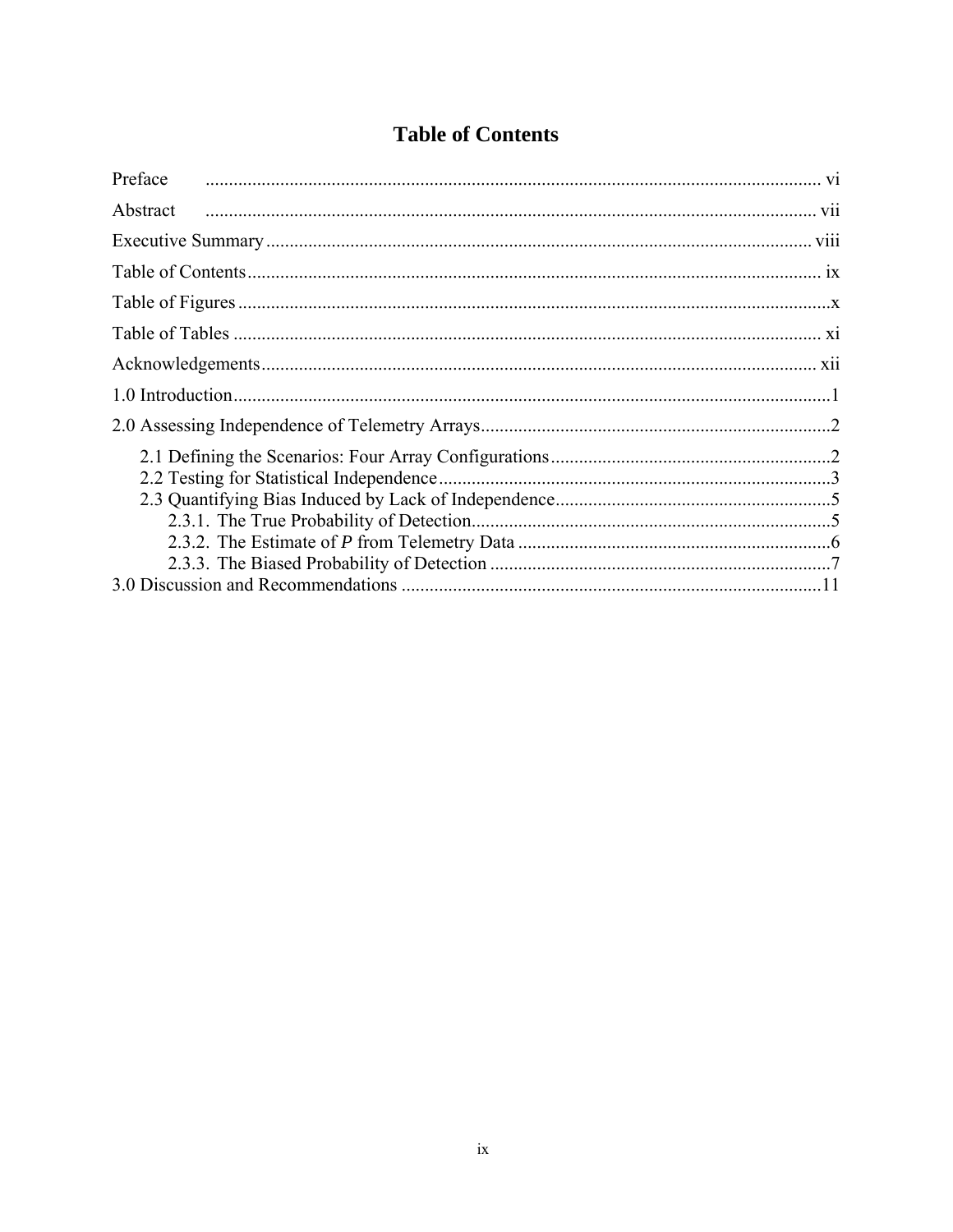# Table of Contents

Preface .................................................................................................................... vi

Abstract .................................................................................................................. vii

Executive Summary .................................................................................................. viii

Table of Contents ....................................................................................................... ix

Table of Figures ........................................................................................................... x

Table of Tables ........................................................................................................... xi

Acknowledgements ................................................................................................... xii

1.0 Introduction ............................................................................................................ 1

2.0 Assessing Independence of Telemetry Arrays ............................................................ 2

- 2.1 Defining the Scenarios: Four Array Configurations ............................................ 2
- 2.2 Testing for Statistical Independence .................................................................. 3
- 2.3 Quantifying Bias Induced by Lack of Independence ........................................... 5
  - 2.3.1. The True Probability of Detection ............................................................. 5
  - 2.3.2. The Estimate of $P$ from Telemetry Data ................................................... 6
  - 2.3.3. The Biased Probability of Detection .......................................................... 7

3.0 Discussion and Recommendations .......................................................................... 11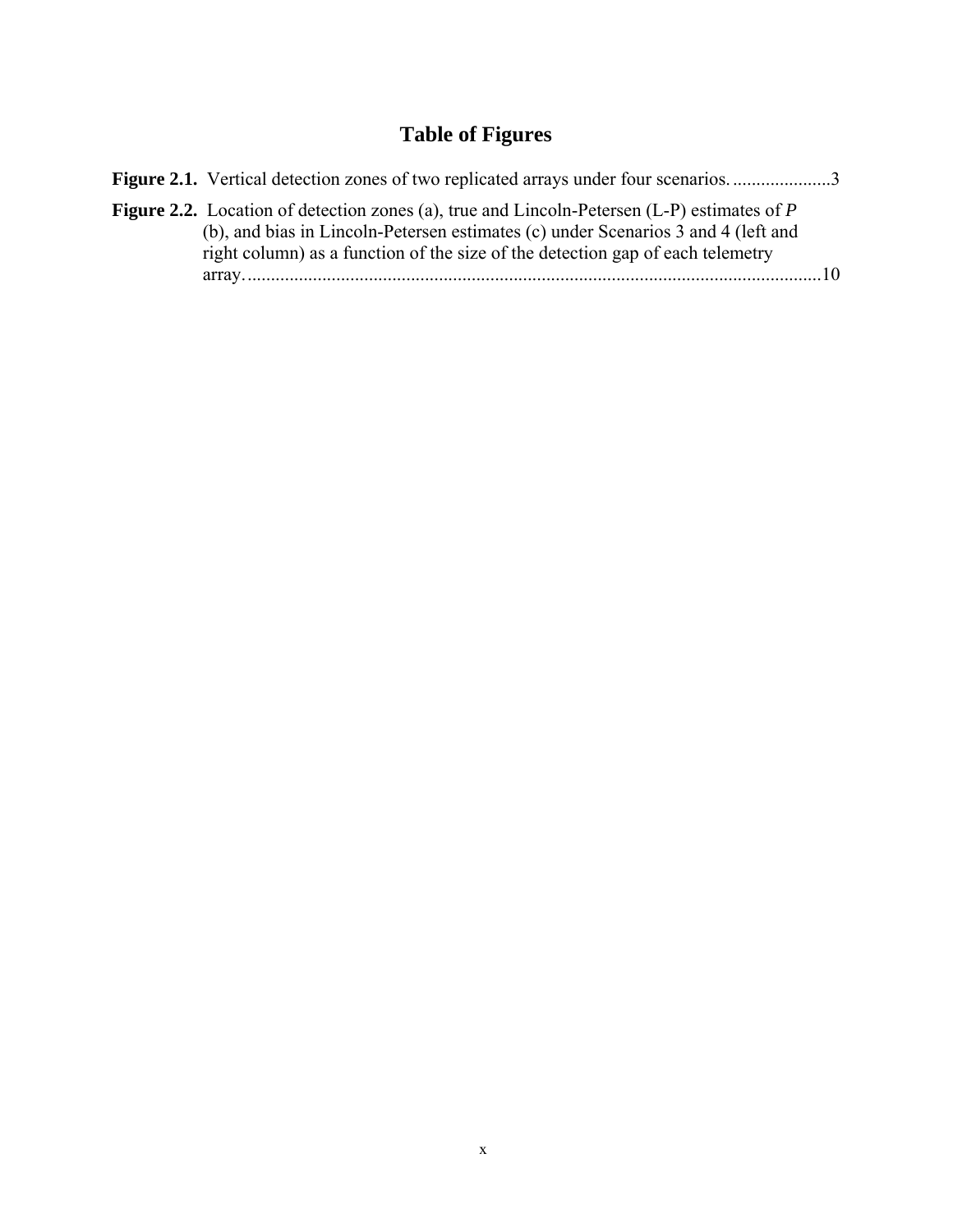# Table of Figures

**Figure 2.1.** Vertical detection zones of two replicated arrays under four scenarios. .....................3

**Figure 2.2.** Location of detection zones (a), true and Lincoln-Petersen (L-P) estimates of *P* (b), and bias in Lincoln-Petersen estimates (c) under Scenarios 3 and 4 (left and right column) as a function of the size of the detection gap of each telemetry array. .........................................................................................................................10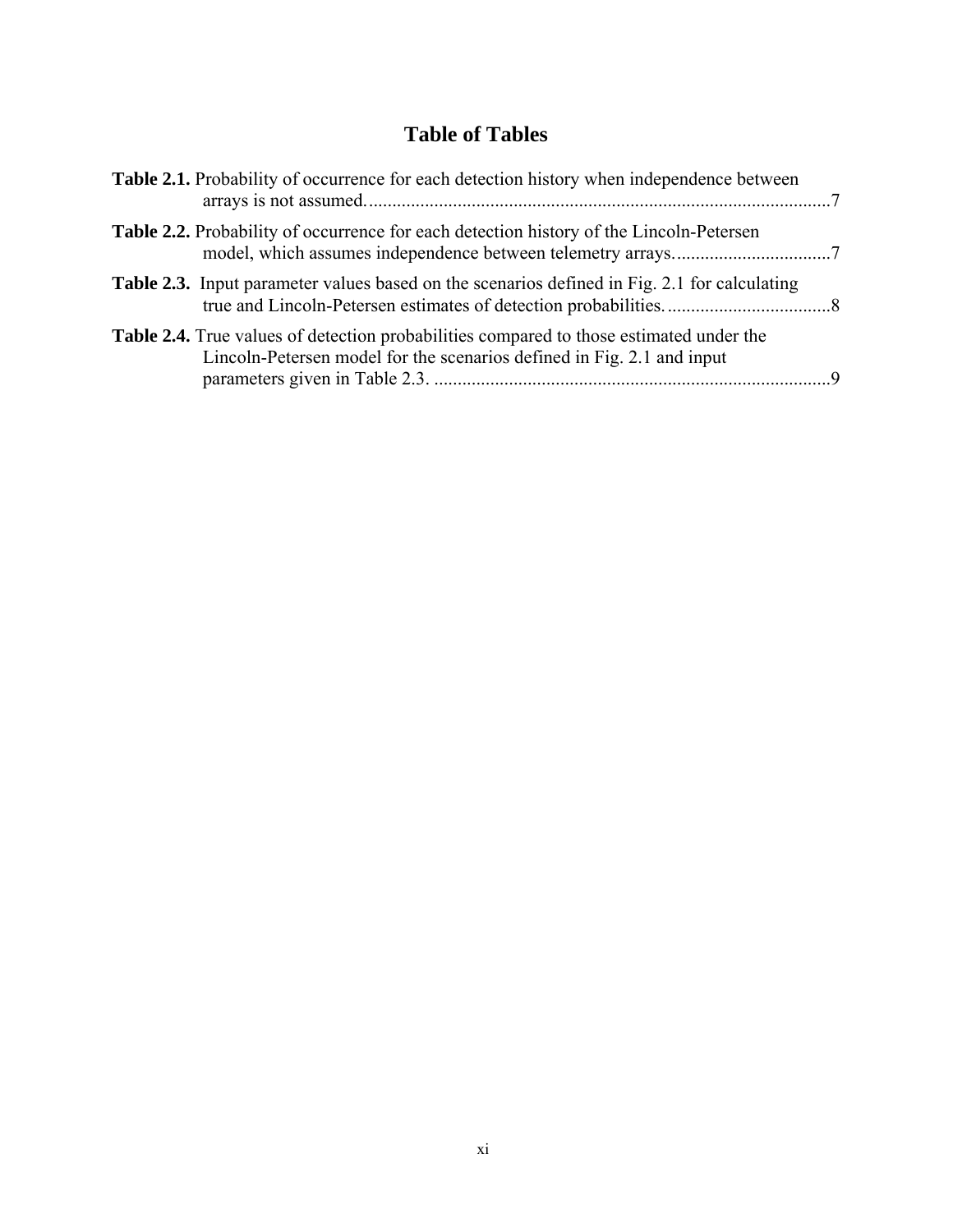# Table of Tables

**Table 2.1.** Probability of occurrence for each detection history when independence between arrays is not assumed. ....7

**Table 2.2.** Probability of occurrence for each detection history of the Lincoln-Petersen model, which assumes independence between telemetry arrays. ....7

**Table 2.3.** Input parameter values based on the scenarios defined in Fig. 2.1 for calculating true and Lincoln-Petersen estimates of detection probabilities. ....8

**Table 2.4.** True values of detection probabilities compared to those estimated under the Lincoln-Petersen model for the scenarios defined in Fig. 2.1 and input parameters given in Table 2.3. ....9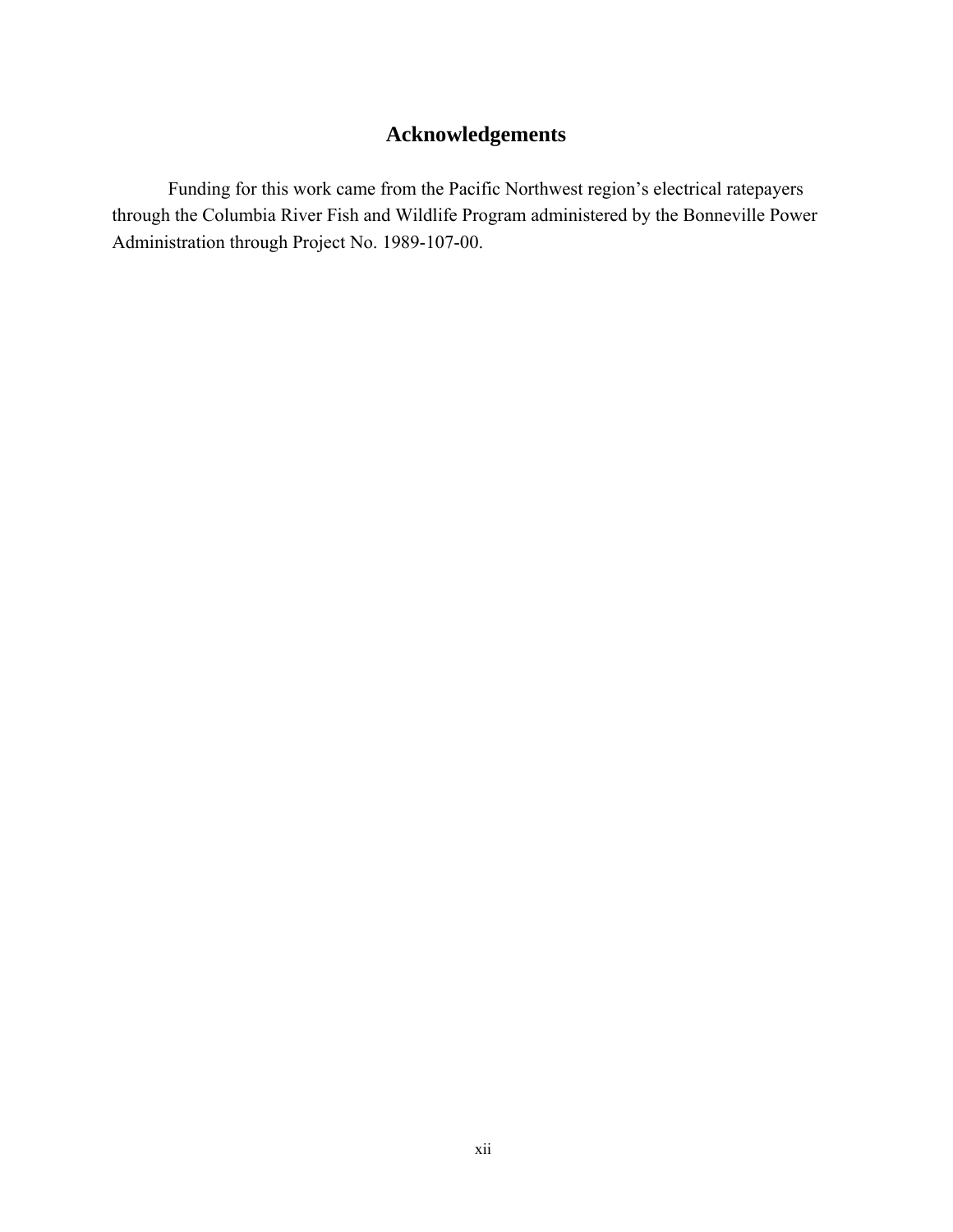## Acknowledgements

Funding for this work came from the Pacific Northwest region's electrical ratepayers through the Columbia River Fish and Wildlife Program administered by the Bonneville Power Administration through Project No. 1989-107-00.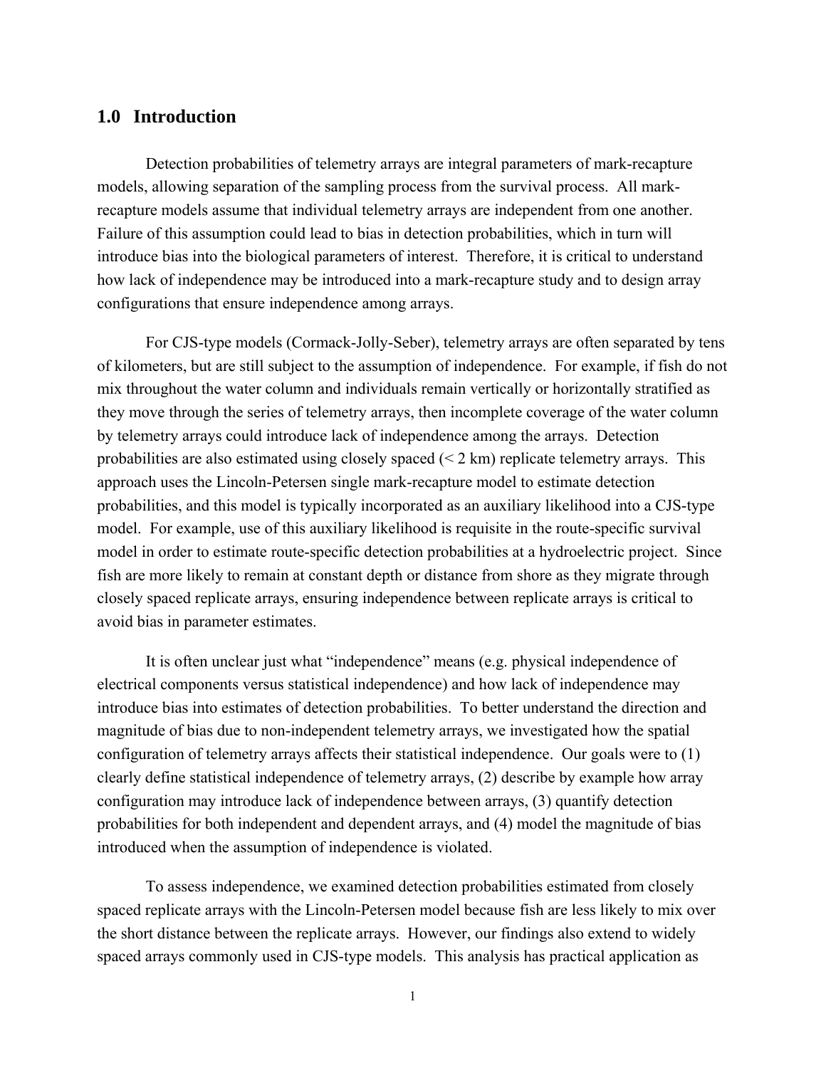## 1.0 Introduction

Detection probabilities of telemetry arrays are integral parameters of mark-recapture models, allowing separation of the sampling process from the survival process. All mark-recapture models assume that individual telemetry arrays are independent from one another. Failure of this assumption could lead to bias in detection probabilities, which in turn will introduce bias into the biological parameters of interest. Therefore, it is critical to understand how lack of independence may be introduced into a mark-recapture study and to design array configurations that ensure independence among arrays.

For CJS-type models (Cormack-Jolly-Seber), telemetry arrays are often separated by tens of kilometers, but are still subject to the assumption of independence. For example, if fish do not mix throughout the water column and individuals remain vertically or horizontally stratified as they move through the series of telemetry arrays, then incomplete coverage of the water column by telemetry arrays could introduce lack of independence among the arrays. Detection probabilities are also estimated using closely spaced (< 2 km) replicate telemetry arrays. This approach uses the Lincoln-Petersen single mark-recapture model to estimate detection probabilities, and this model is typically incorporated as an auxiliary likelihood into a CJS-type model. For example, use of this auxiliary likelihood is requisite in the route-specific survival model in order to estimate route-specific detection probabilities at a hydroelectric project. Since fish are more likely to remain at constant depth or distance from shore as they migrate through closely spaced replicate arrays, ensuring independence between replicate arrays is critical to avoid bias in parameter estimates.

It is often unclear just what "independence" means (e.g. physical independence of electrical components versus statistical independence) and how lack of independence may introduce bias into estimates of detection probabilities. To better understand the direction and magnitude of bias due to non-independent telemetry arrays, we investigated how the spatial configuration of telemetry arrays affects their statistical independence. Our goals were to (1) clearly define statistical independence of telemetry arrays, (2) describe by example how array configuration may introduce lack of independence between arrays, (3) quantify detection probabilities for both independent and dependent arrays, and (4) model the magnitude of bias introduced when the assumption of independence is violated.

To assess independence, we examined detection probabilities estimated from closely spaced replicate arrays with the Lincoln-Petersen model because fish are less likely to mix over the short distance between the replicate arrays. However, our findings also extend to widely spaced arrays commonly used in CJS-type models. This analysis has practical application as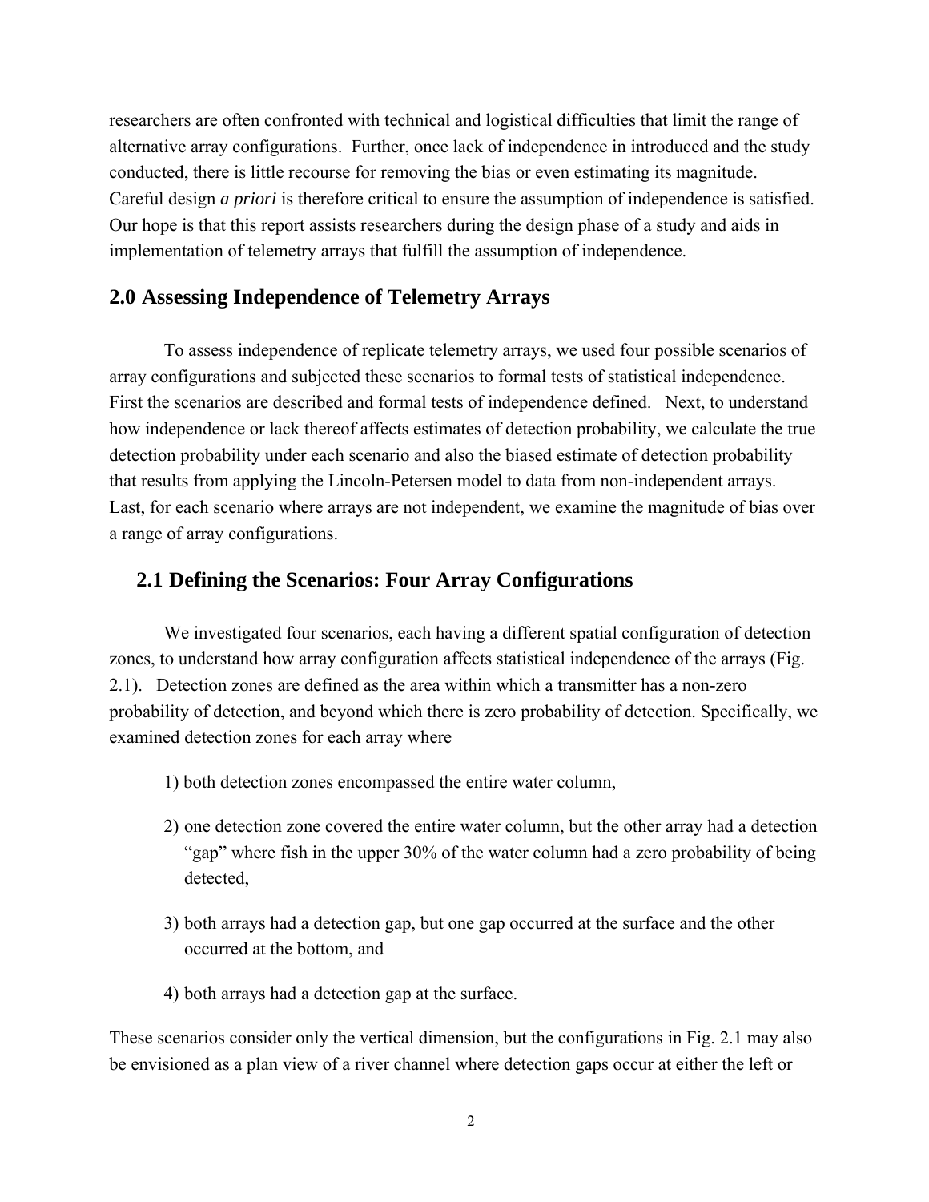researchers are often confronted with technical and logistical difficulties that limit the range of alternative array configurations. Further, once lack of independence in introduced and the study conducted, there is little recourse for removing the bias or even estimating its magnitude. Careful design *a priori* is therefore critical to ensure the assumption of independence is satisfied. Our hope is that this report assists researchers during the design phase of a study and aids in implementation of telemetry arrays that fulfill the assumption of independence.

## 2.0 Assessing Independence of Telemetry Arrays

To assess independence of replicate telemetry arrays, we used four possible scenarios of array configurations and subjected these scenarios to formal tests of statistical independence. First the scenarios are described and formal tests of independence defined. Next, to understand how independence or lack thereof affects estimates of detection probability, we calculate the true detection probability under each scenario and also the biased estimate of detection probability that results from applying the Lincoln-Petersen model to data from non-independent arrays. Last, for each scenario where arrays are not independent, we examine the magnitude of bias over a range of array configurations.

### 2.1 Defining the Scenarios: Four Array Configurations

We investigated four scenarios, each having a different spatial configuration of detection zones, to understand how array configuration affects statistical independence of the arrays (Fig. 2.1). Detection zones are defined as the area within which a transmitter has a non-zero probability of detection, and beyond which there is zero probability of detection. Specifically, we examined detection zones for each array where

1) both detection zones encompassed the entire water column,

2) one detection zone covered the entire water column, but the other array had a detection "gap" where fish in the upper 30% of the water column had a zero probability of being detected,

3) both arrays had a detection gap, but one gap occurred at the surface and the other occurred at the bottom, and

4) both arrays had a detection gap at the surface.

These scenarios consider only the vertical dimension, but the configurations in Fig. 2.1 may also be envisioned as a plan view of a river channel where detection gaps occur at either the left or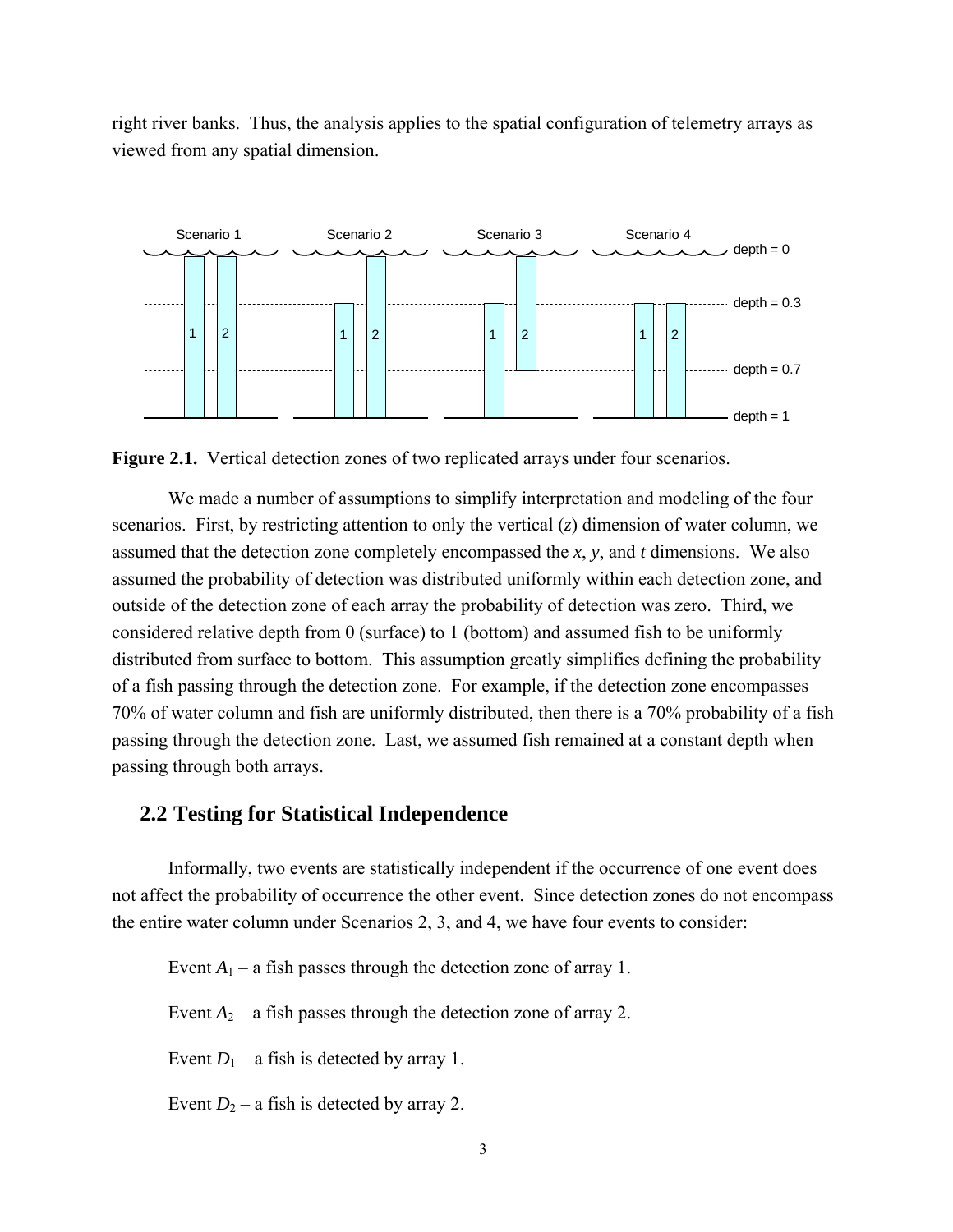right river banks. Thus, the analysis applies to the spatial configuration of telemetry arrays as viewed from any spatial dimension.

**Figure 2.1.** Vertical detection zones of two replicated arrays under four scenarios.

We made a number of assumptions to simplify interpretation and modeling of the four scenarios. First, by restricting attention to only the vertical ($z$) dimension of water column, we assumed that the detection zone completely encompassed the $x$, $y$, and $t$ dimensions. We also assumed the probability of detection was distributed uniformly within each detection zone, and outside of the detection zone of each array the probability of detection was zero. Third, we considered relative depth from 0 (surface) to 1 (bottom) and assumed fish to be uniformly distributed from surface to bottom. This assumption greatly simplifies defining the probability of a fish passing through the detection zone. For example, if the detection zone encompasses 70% of water column and fish are uniformly distributed, then there is a 70% probability of a fish passing through the detection zone. Last, we assumed fish remained at a constant depth when passing through both arrays.

## 2.2 Testing for Statistical Independence

Informally, two events are statistically independent if the occurrence of one event does not affect the probability of occurrence the other event. Since detection zones do not encompass the entire water column under Scenarios 2, 3, and 4, we have four events to consider:

Event $A_1$ – a fish passes through the detection zone of array 1.

Event $A_2$ – a fish passes through the detection zone of array 2.

Event $D_1$ – a fish is detected by array 1.

Event $D_2$ – a fish is detected by array 2.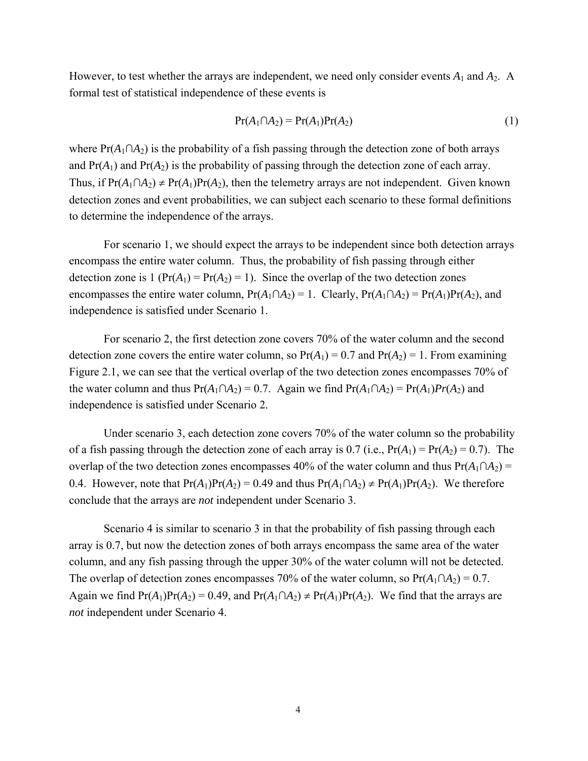However, to test whether the arrays are independent, we need only consider events $A_1$ and $A_2$. A formal test of statistical independence of these events is

$$\Pr(A_1 \cap A_2) = \Pr(A_1)\Pr(A_2) \tag{1}$$

where $\Pr(A_1 \cap A_2)$ is the probability of a fish passing through the detection zone of both arrays and $\Pr(A_1)$ and $\Pr(A_2)$ is the probability of passing through the detection zone of each array. Thus, if $\Pr(A_1 \cap A_2) \neq \Pr(A_1)\Pr(A_2)$, then the telemetry arrays are not independent. Given known detection zones and event probabilities, we can subject each scenario to these formal definitions to determine the independence of the arrays.

For scenario 1, we should expect the arrays to be independent since both detection arrays encompass the entire water column. Thus, the probability of fish passing through either detection zone is 1 ($\Pr(A_1) = \Pr(A_2) = 1$). Since the overlap of the two detection zones encompasses the entire water column, $\Pr(A_1 \cap A_2) = 1$. Clearly, $\Pr(A_1 \cap A_2) = \Pr(A_1)\Pr(A_2)$, and independence is satisfied under Scenario 1.

For scenario 2, the first detection zone covers 70% of the water column and the second detection zone covers the entire water column, so $\Pr(A_1) = 0.7$ and $\Pr(A_2) = 1$. From examining Figure 2.1, we can see that the vertical overlap of the two detection zones encompasses 70% of the water column and thus $\Pr(A_1 \cap A_2) = 0.7$. Again we find $\Pr(A_1 \cap A_2) = \Pr(A_1)Pr(A_2)$ and independence is satisfied under Scenario 2.

Under scenario 3, each detection zone covers 70% of the water column so the probability of a fish passing through the detection zone of each array is 0.7 (i.e., $\Pr(A_1) = \Pr(A_2) = 0.7$). The overlap of the two detection zones encompasses 40% of the water column and thus $\Pr(A_1 \cap A_2) = 0.4$. However, note that $\Pr(A_1)\Pr(A_2) = 0.49$ and thus $\Pr(A_1 \cap A_2) \neq \Pr(A_1)\Pr(A_2)$. We therefore conclude that the arrays are *not* independent under Scenario 3.

Scenario 4 is similar to scenario 3 in that the probability of fish passing through each array is 0.7, but now the detection zones of both arrays encompass the same area of the water column, and any fish passing through the upper 30% of the water column will not be detected. The overlap of detection zones encompasses 70% of the water column, so $\Pr(A_1 \cap A_2) = 0.7$. Again we find $\Pr(A_1)\Pr(A_2) = 0.49$, and $\Pr(A_1 \cap A_2) \neq \Pr(A_1)\Pr(A_2)$. We find that the arrays are *not* independent under Scenario 4.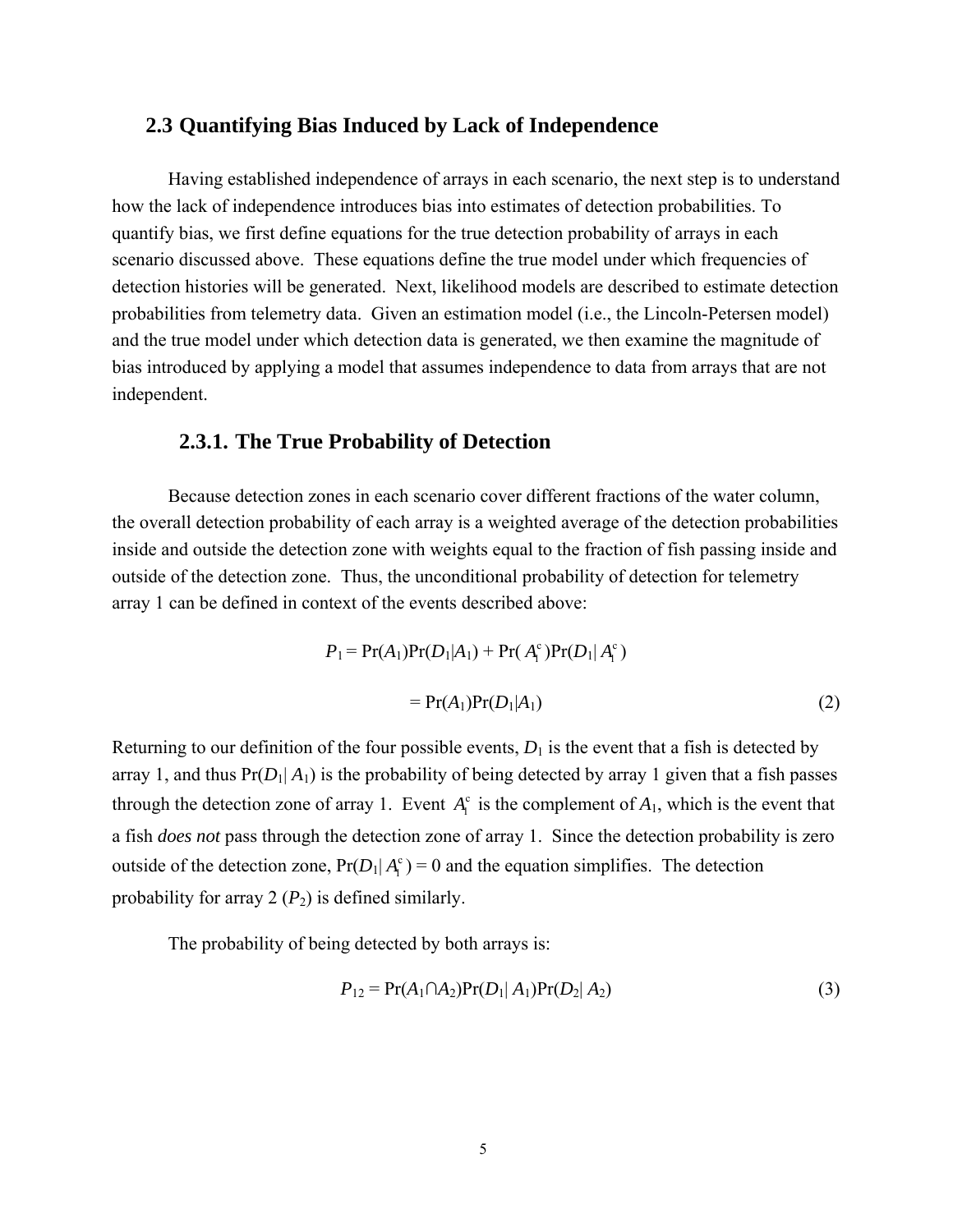## 2.3 Quantifying Bias Induced by Lack of Independence

Having established independence of arrays in each scenario, the next step is to understand how the lack of independence introduces bias into estimates of detection probabilities. To quantify bias, we first define equations for the true detection probability of arrays in each scenario discussed above. These equations define the true model under which frequencies of detection histories will be generated. Next, likelihood models are described to estimate detection probabilities from telemetry data. Given an estimation model (i.e., the Lincoln-Petersen model) and the true model under which detection data is generated, we then examine the magnitude of bias introduced by applying a model that assumes independence to data from arrays that are not independent.

### 2.3.1. The True Probability of Detection

Because detection zones in each scenario cover different fractions of the water column, the overall detection probability of each array is a weighted average of the detection probabilities inside and outside the detection zone with weights equal to the fraction of fish passing inside and outside of the detection zone. Thus, the unconditional probability of detection for telemetry array 1 can be defined in context of the events described above:

$$\begin{aligned} P_1 &= \Pr(A_1)\Pr(D_1|A_1) + \Pr(A_1^c)\Pr(D_1|A_1^c) \\ &= \Pr(A_1)\Pr(D_1|A_1) \end{aligned} \tag{2}$$

Returning to our definition of the four possible events, $D_1$ is the event that a fish is detected by array 1, and thus $\Pr(D_1|A_1)$ is the probability of being detected by array 1 given that a fish passes through the detection zone of array 1. Event $A_1^c$ is the complement of $A_1$, which is the event that a fish *does not* pass through the detection zone of array 1. Since the detection probability is zero outside of the detection zone, $\Pr(D_1|A_1^c) = 0$ and the equation simplifies. The detection probability for array 2 ($P_2$) is defined similarly.

The probability of being detected by both arrays is:

$$P_{12} = \Pr(A_1 \cap A_2)\Pr(D_1|A_1)\Pr(D_2|A_2) \tag{3}$$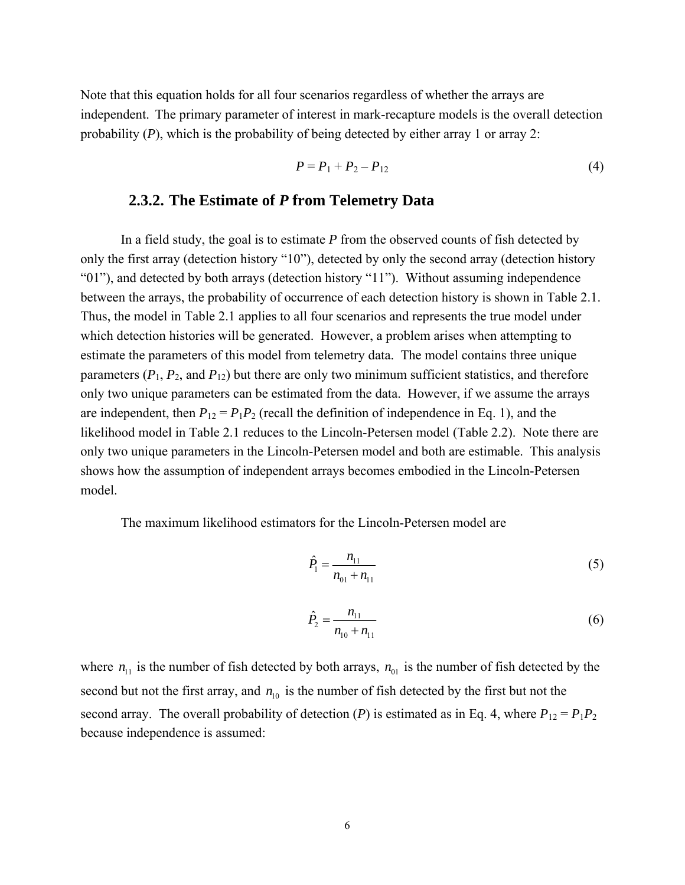Note that this equation holds for all four scenarios regardless of whether the arrays are independent. The primary parameter of interest in mark-recapture models is the overall detection probability ($P$), which is the probability of being detected by either array 1 or array 2:

$$P = P_1 + P_2 - P_{12} \tag{4}$$

### 2.3.2. The Estimate of *P* from Telemetry Data

In a field study, the goal is to estimate $P$ from the observed counts of fish detected by only the first array (detection history "10"), detected by only the second array (detection history "01"), and detected by both arrays (detection history "11"). Without assuming independence between the arrays, the probability of occurrence of each detection history is shown in Table 2.1. Thus, the model in Table 2.1 applies to all four scenarios and represents the true model under which detection histories will be generated. However, a problem arises when attempting to estimate the parameters of this model from telemetry data. The model contains three unique parameters ($P_1$, $P_2$, and $P_{12}$) but there are only two minimum sufficient statistics, and therefore only two unique parameters can be estimated from the data. However, if we assume the arrays are independent, then $P_{12} = P_1P_2$ (recall the definition of independence in Eq. 1), and the likelihood model in Table 2.1 reduces to the Lincoln-Petersen model (Table 2.2). Note there are only two unique parameters in the Lincoln-Petersen model and both are estimable. This analysis shows how the assumption of independent arrays becomes embodied in the Lincoln-Petersen model.

The maximum likelihood estimators for the Lincoln-Petersen model are

$$\hat{P}_1 = \frac{n_{11}}{n_{01} + n_{11}} \tag{5}$$

$$\hat{P}_2 = \frac{n_{11}}{n_{10} + n_{11}} \tag{6}$$

where $n_{11}$ is the number of fish detected by both arrays, $n_{01}$ is the number of fish detected by the second but not the first array, and $n_{10}$ is the number of fish detected by the first but not the second array. The overall probability of detection ($P$) is estimated as in Eq. 4, where $P_{12} = P_1P_2$ because independence is assumed: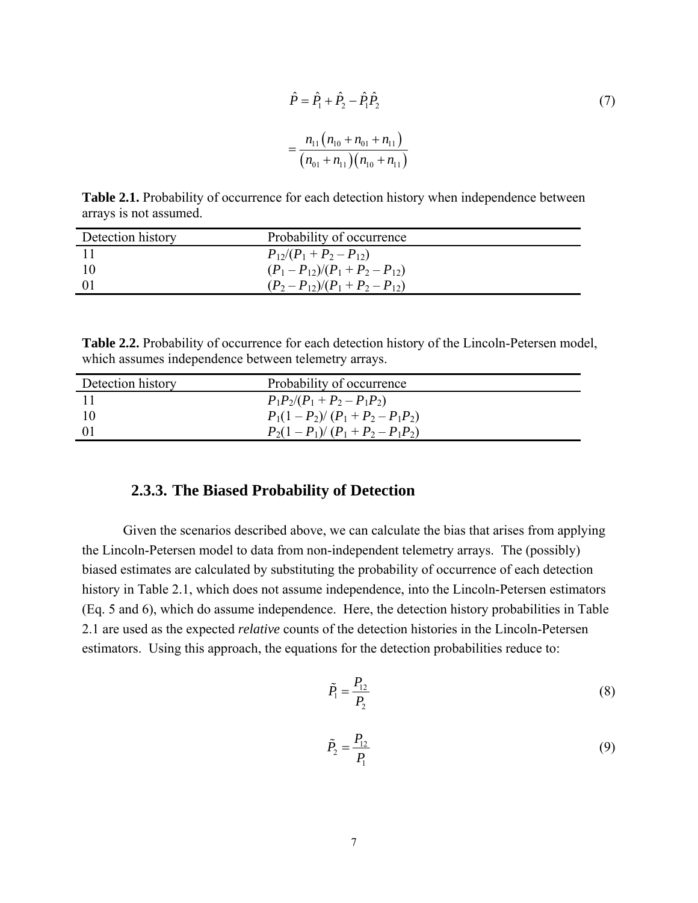$$\hat{P} = \hat{P}_1 + \hat{P}_2 - \hat{P}_1 \hat{P}_2 \tag{7}$$

$$= \frac{n_{11}\left(n_{10} + n_{01} + n_{11}\right)}{\left(n_{01} + n_{11}\right)\left(n_{10} + n_{11}\right)}$$

**Table 2.1.** Probability of occurrence for each detection history when independence between arrays is not assumed.

| Detection history | Probability of occurrence |
|---|---|
| 11 | $P_{12}/(P_1 + P_2 - P_{12})$ |
| 10 | $(P_1 - P_{12})/(P_1 + P_2 - P_{12})$ |
| 01 | $(P_2 - P_{12})/(P_1 + P_2 - P_{12})$ |

**Table 2.2.** Probability of occurrence for each detection history of the Lincoln-Petersen model, which assumes independence between telemetry arrays.

| Detection history | Probability of occurrence |
|---|---|
| 11 | $P_1P_2/(P_1 + P_2 - P_1P_2)$ |
| 10 | $P_1(1 - P_2)/ (P_1 + P_2 - P_1P_2)$ |
| 01 | $P_2(1 - P_1)/ (P_1 + P_2 - P_1P_2)$ |

### 2.3.3. The Biased Probability of Detection

Given the scenarios described above, we can calculate the bias that arises from applying the Lincoln-Petersen model to data from non-independent telemetry arrays. The (possibly) biased estimates are calculated by substituting the probability of occurrence of each detection history in Table 2.1, which does not assume independence, into the Lincoln-Petersen estimators (Eq. 5 and 6), which do assume independence. Here, the detection history probabilities in Table 2.1 are used as the expected *relative* counts of the detection histories in the Lincoln-Petersen estimators. Using this approach, the equations for the detection probabilities reduce to:

$$\tilde{P}_1 = \frac{P_{12}}{P_2} \tag{8}$$

$$\tilde{P}_2 = \frac{P_{12}}{P_1} \tag{9}$$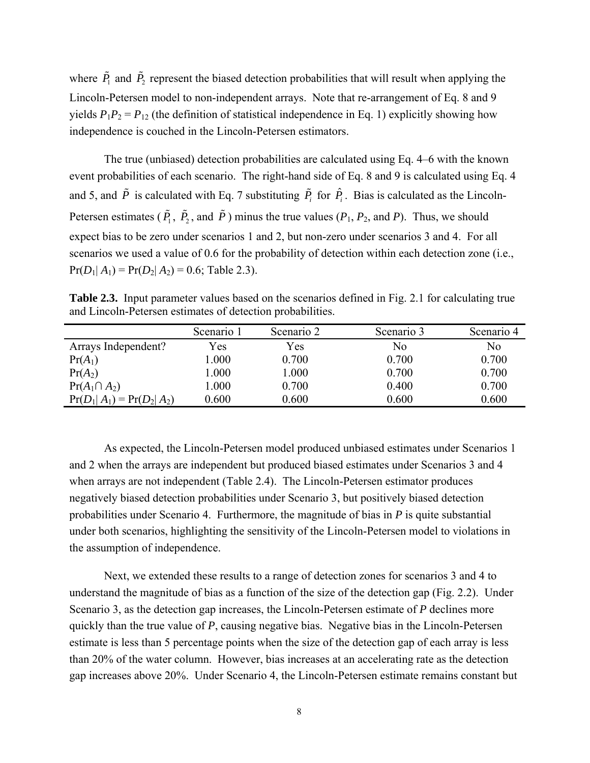where $\tilde{P}_1$ and $\tilde{P}_2$ represent the biased detection probabilities that will result when applying the Lincoln-Petersen model to non-independent arrays. Note that re-arrangement of Eq. 8 and 9 yields $P_1P_2 = P_{12}$ (the definition of statistical independence in Eq. 1) explicitly showing how independence is couched in the Lincoln-Petersen estimators.

The true (unbiased) detection probabilities are calculated using Eq. 4–6 with the known event probabilities of each scenario. The right-hand side of Eq. 8 and 9 is calculated using Eq. 4 and 5, and $\tilde{P}$ is calculated with Eq. 7 substituting $\tilde{P}_i$ for $\hat{P}_i$. Bias is calculated as the Lincoln-Petersen estimates ($\tilde{P}_1$, $\tilde{P}_2$, and $\tilde{P}$) minus the true values ($P_1$, $P_2$, and $P$). Thus, we should expect bias to be zero under scenarios 1 and 2, but non-zero under scenarios 3 and 4. For all scenarios we used a value of 0.6 for the probability of detection within each detection zone (i.e., $\Pr(D_1 | A_1) = \Pr(D_2 | A_2) = 0.6$; Table 2.3).

**Table 2.3.** Input parameter values based on the scenarios defined in Fig. 2.1 for calculating true and Lincoln-Petersen estimates of detection probabilities.

| | Scenario 1 | Scenario 2 | Scenario 3 | Scenario 4 |
|---|---|---|---|---|
| Arrays Independent? | Yes | Yes | No | No |
| $\Pr(A_1)$ | 1.000 | 0.700 | 0.700 | 0.700 |
| $\Pr(A_2)$ | 1.000 | 1.000 | 0.700 | 0.700 |
| $\Pr(A_1 \cap A_2)$ | 1.000 | 0.700 | 0.400 | 0.700 |
| $\Pr(D_1 \| A_1) = \Pr(D_2 \| A_2)$ | 0.600 | 0.600 | 0.600 | 0.600 |

As expected, the Lincoln-Petersen model produced unbiased estimates under Scenarios 1 and 2 when the arrays are independent but produced biased estimates under Scenarios 3 and 4 when arrays are not independent (Table 2.4). The Lincoln-Petersen estimator produces negatively biased detection probabilities under Scenario 3, but positively biased detection probabilities under Scenario 4. Furthermore, the magnitude of bias in $P$ is quite substantial under both scenarios, highlighting the sensitivity of the Lincoln-Petersen model to violations in the assumption of independence.

Next, we extended these results to a range of detection zones for scenarios 3 and 4 to understand the magnitude of bias as a function of the size of the detection gap (Fig. 2.2). Under Scenario 3, as the detection gap increases, the Lincoln-Petersen estimate of $P$ declines more quickly than the true value of $P$, causing negative bias. Negative bias in the Lincoln-Petersen estimate is less than 5 percentage points when the size of the detection gap of each array is less than 20% of the water column. However, bias increases at an accelerating rate as the detection gap increases above 20%. Under Scenario 4, the Lincoln-Petersen estimate remains constant but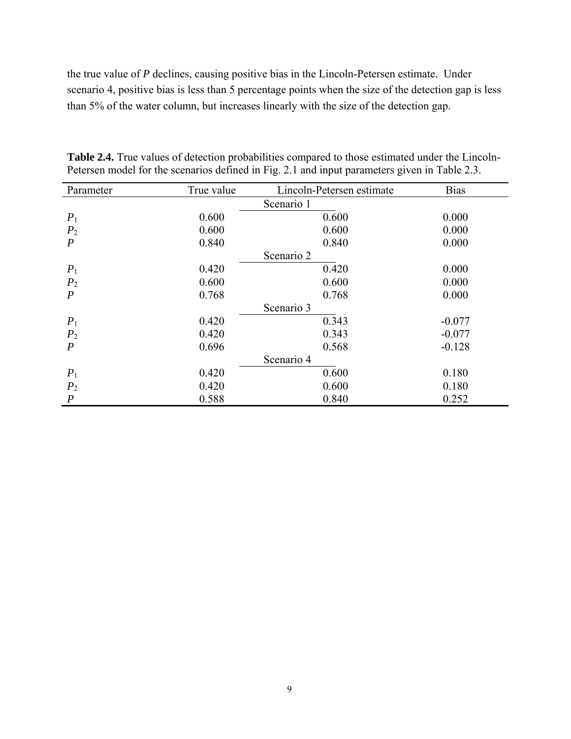the true value of $P$ declines, causing positive bias in the Lincoln-Petersen estimate. Under scenario 4, positive bias is less than 5 percentage points when the size of the detection gap is less than 5% of the water column, but increases linearly with the size of the detection gap.

**Table 2.4.** True values of detection probabilities compared to those estimated under the Lincoln-Petersen model for the scenarios defined in Fig. 2.1 and input parameters given in Table 2.3.

| Parameter | True value | Lincoln-Petersen estimate | Bias |
|---|---|---|---|
| | | Scenario 1 | |
| $P_1$ | 0.600 | 0.600 | 0.000 |
| $P_2$ | 0.600 | 0.600 | 0.000 |
| $P$ | 0.840 | 0.840 | 0.000 |
| | | Scenario 2 | |
| $P_1$ | 0.420 | 0.420 | 0.000 |
| $P_2$ | 0.600 | 0.600 | 0.000 |
| $P$ | 0.768 | 0.768 | 0.000 |
| | | Scenario 3 | |
| $P_1$ | 0.420 | 0.343 | -0.077 |
| $P_2$ | 0.420 | 0.343 | -0.077 |
| $P$ | 0.696 | 0.568 | -0.128 |
| | | Scenario 4 | |
| $P_1$ | 0.420 | 0.600 | 0.180 |
| $P_2$ | 0.420 | 0.600 | 0.180 |
| $P$ | 0.588 | 0.840 | 0.252 |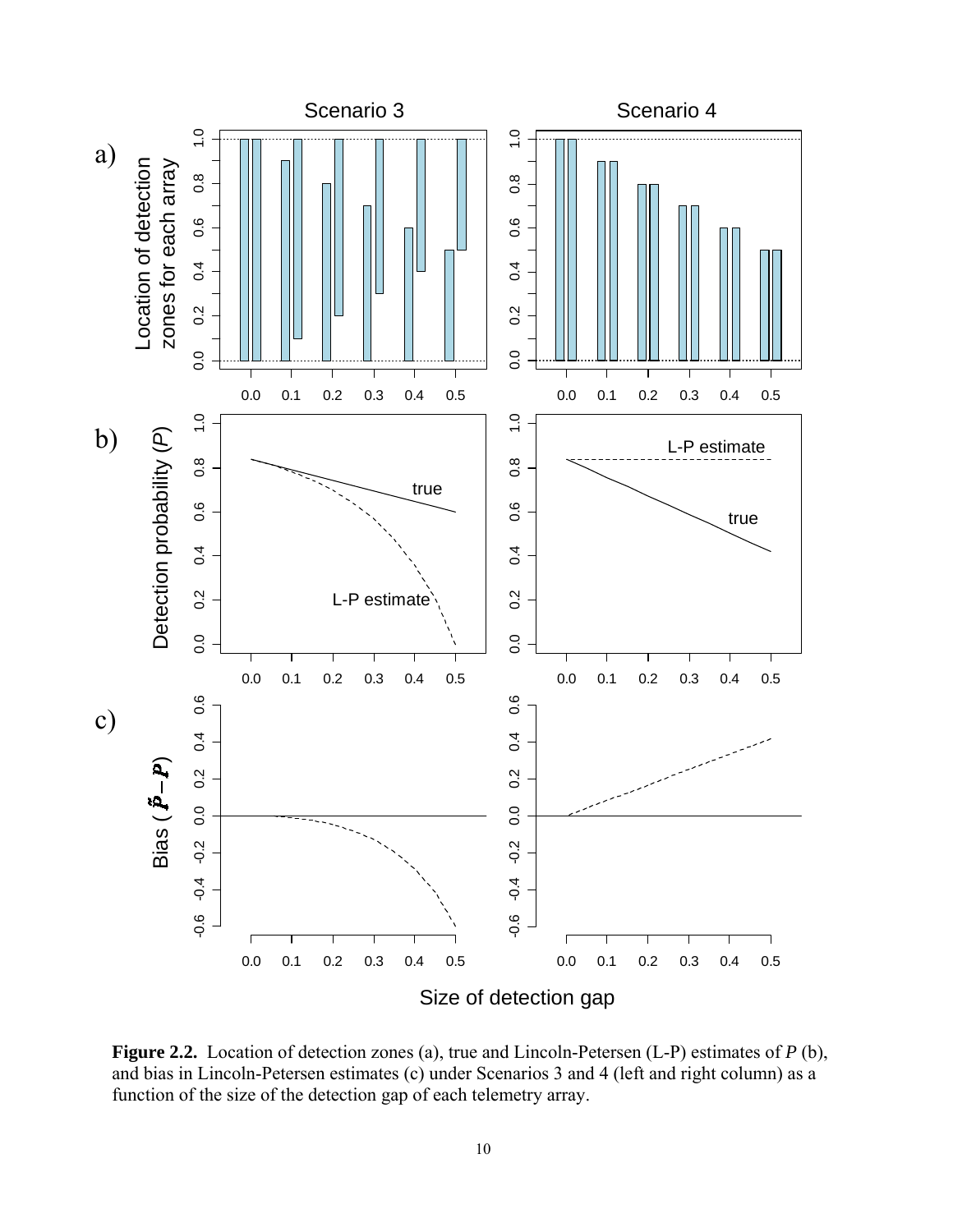**Figure 2.2.** Location of detection zones (a), true and Lincoln-Petersen (L-P) estimates of *P* (b), and bias in Lincoln-Petersen estimates (c) under Scenarios 3 and 4 (left and right column) as a function of the size of the detection gap of each telemetry array.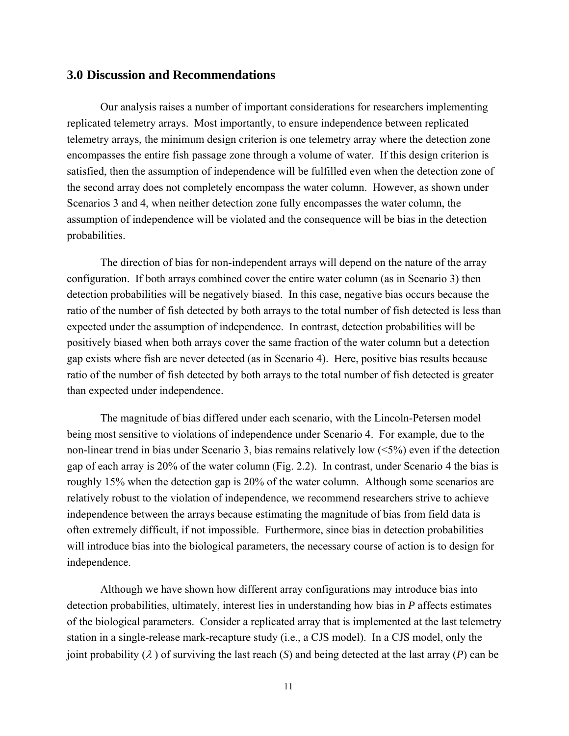## 3.0 Discussion and Recommendations

Our analysis raises a number of important considerations for researchers implementing replicated telemetry arrays. Most importantly, to ensure independence between replicated telemetry arrays, the minimum design criterion is one telemetry array where the detection zone encompasses the entire fish passage zone through a volume of water. If this design criterion is satisfied, then the assumption of independence will be fulfilled even when the detection zone of the second array does not completely encompass the water column. However, as shown under Scenarios 3 and 4, when neither detection zone fully encompasses the water column, the assumption of independence will be violated and the consequence will be bias in the detection probabilities.

The direction of bias for non-independent arrays will depend on the nature of the array configuration. If both arrays combined cover the entire water column (as in Scenario 3) then detection probabilities will be negatively biased. In this case, negative bias occurs because the ratio of the number of fish detected by both arrays to the total number of fish detected is less than expected under the assumption of independence. In contrast, detection probabilities will be positively biased when both arrays cover the same fraction of the water column but a detection gap exists where fish are never detected (as in Scenario 4). Here, positive bias results because ratio of the number of fish detected by both arrays to the total number of fish detected is greater than expected under independence.

The magnitude of bias differed under each scenario, with the Lincoln-Petersen model being most sensitive to violations of independence under Scenario 4. For example, due to the non-linear trend in bias under Scenario 3, bias remains relatively low (<5%) even if the detection gap of each array is 20% of the water column (Fig. 2.2). In contrast, under Scenario 4 the bias is roughly 15% when the detection gap is 20% of the water column. Although some scenarios are relatively robust to the violation of independence, we recommend researchers strive to achieve independence between the arrays because estimating the magnitude of bias from field data is often extremely difficult, if not impossible. Furthermore, since bias in detection probabilities will introduce bias into the biological parameters, the necessary course of action is to design for independence.

Although we have shown how different array configurations may introduce bias into detection probabilities, ultimately, interest lies in understanding how bias in $P$ affects estimates of the biological parameters. Consider a replicated array that is implemented at the last telemetry station in a single-release mark-recapture study (i.e., a CJS model). In a CJS model, only the joint probability ($\lambda$) of surviving the last reach ($S$) and being detected at the last array ($P$) can be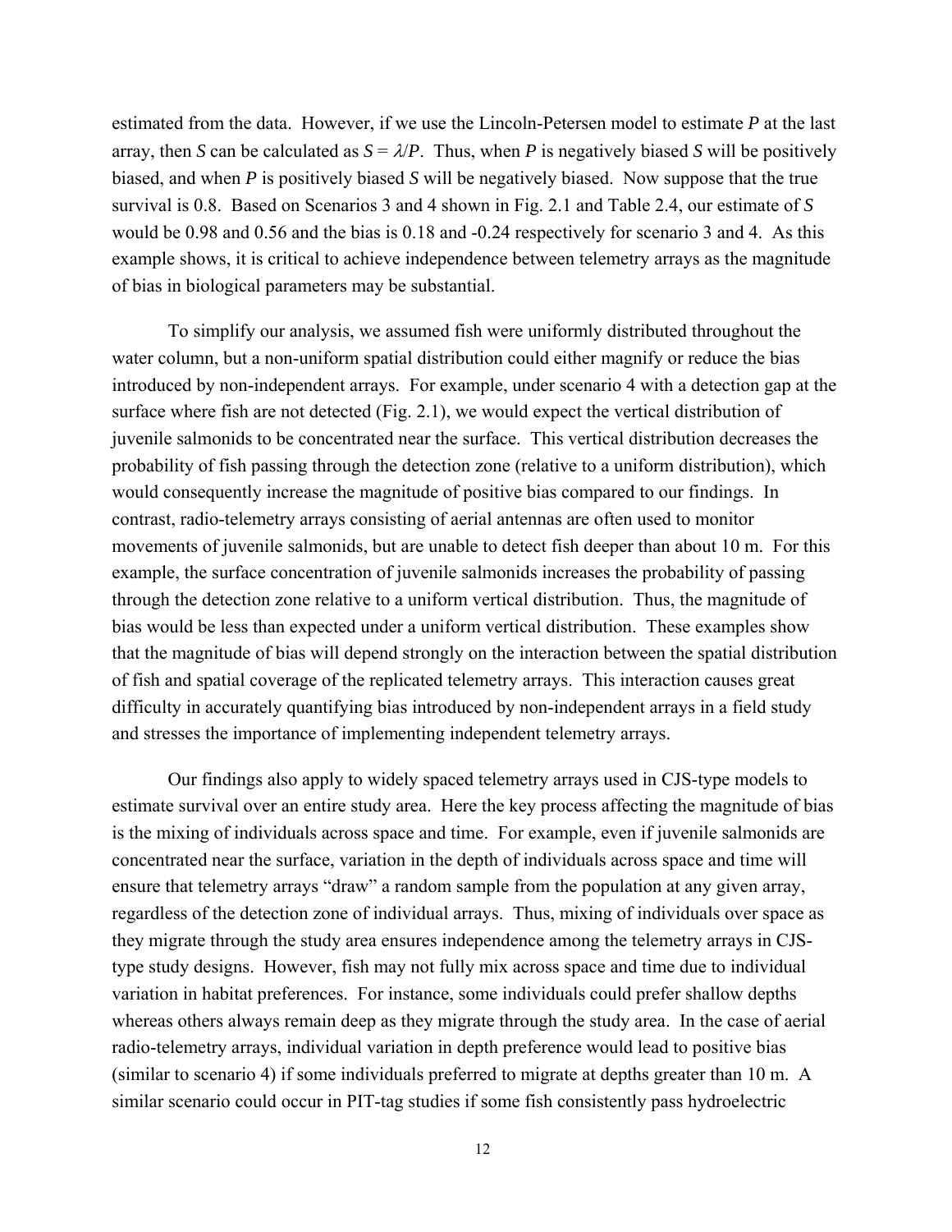estimated from the data. However, if we use the Lincoln-Petersen model to estimate $P$ at the last array, then $S$ can be calculated as $S = \lambda/P$. Thus, when $P$ is negatively biased $S$ will be positively biased, and when $P$ is positively biased $S$ will be negatively biased. Now suppose that the true survival is 0.8. Based on Scenarios 3 and 4 shown in Fig. 2.1 and Table 2.4, our estimate of $S$ would be 0.98 and 0.56 and the bias is 0.18 and -0.24 respectively for scenario 3 and 4. As this example shows, it is critical to achieve independence between telemetry arrays as the magnitude of bias in biological parameters may be substantial.

To simplify our analysis, we assumed fish were uniformly distributed throughout the water column, but a non-uniform spatial distribution could either magnify or reduce the bias introduced by non-independent arrays. For example, under scenario 4 with a detection gap at the surface where fish are not detected (Fig. 2.1), we would expect the vertical distribution of juvenile salmonids to be concentrated near the surface. This vertical distribution decreases the probability of fish passing through the detection zone (relative to a uniform distribution), which would consequently increase the magnitude of positive bias compared to our findings. In contrast, radio-telemetry arrays consisting of aerial antennas are often used to monitor movements of juvenile salmonids, but are unable to detect fish deeper than about 10 m. For this example, the surface concentration of juvenile salmonids increases the probability of passing through the detection zone relative to a uniform vertical distribution. Thus, the magnitude of bias would be less than expected under a uniform vertical distribution. These examples show that the magnitude of bias will depend strongly on the interaction between the spatial distribution of fish and spatial coverage of the replicated telemetry arrays. This interaction causes great difficulty in accurately quantifying bias introduced by non-independent arrays in a field study and stresses the importance of implementing independent telemetry arrays.

Our findings also apply to widely spaced telemetry arrays used in CJS-type models to estimate survival over an entire study area. Here the key process affecting the magnitude of bias is the mixing of individuals across space and time. For example, even if juvenile salmonids are concentrated near the surface, variation in the depth of individuals across space and time will ensure that telemetry arrays "draw" a random sample from the population at any given array, regardless of the detection zone of individual arrays. Thus, mixing of individuals over space as they migrate through the study area ensures independence among the telemetry arrays in CJS-type study designs. However, fish may not fully mix across space and time due to individual variation in habitat preferences. For instance, some individuals could prefer shallow depths whereas others always remain deep as they migrate through the study area. In the case of aerial radio-telemetry arrays, individual variation in depth preference would lead to positive bias (similar to scenario 4) if some individuals preferred to migrate at depths greater than 10 m. A similar scenario could occur in PIT-tag studies if some fish consistently pass hydroelectric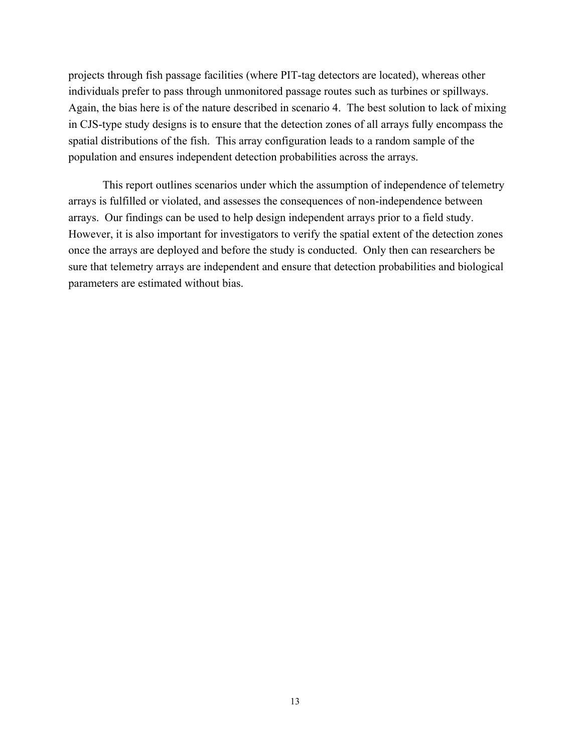projects through fish passage facilities (where PIT-tag detectors are located), whereas other individuals prefer to pass through unmonitored passage routes such as turbines or spillways. Again, the bias here is of the nature described in scenario 4. The best solution to lack of mixing in CJS-type study designs is to ensure that the detection zones of all arrays fully encompass the spatial distributions of the fish. This array configuration leads to a random sample of the population and ensures independent detection probabilities across the arrays.

This report outlines scenarios under which the assumption of independence of telemetry arrays is fulfilled or violated, and assesses the consequences of non-independence between arrays. Our findings can be used to help design independent arrays prior to a field study. However, it is also important for investigators to verify the spatial extent of the detection zones once the arrays are deployed and before the study is conducted. Only then can researchers be sure that telemetry arrays are independent and ensure that detection probabilities and biological parameters are estimated without bias.